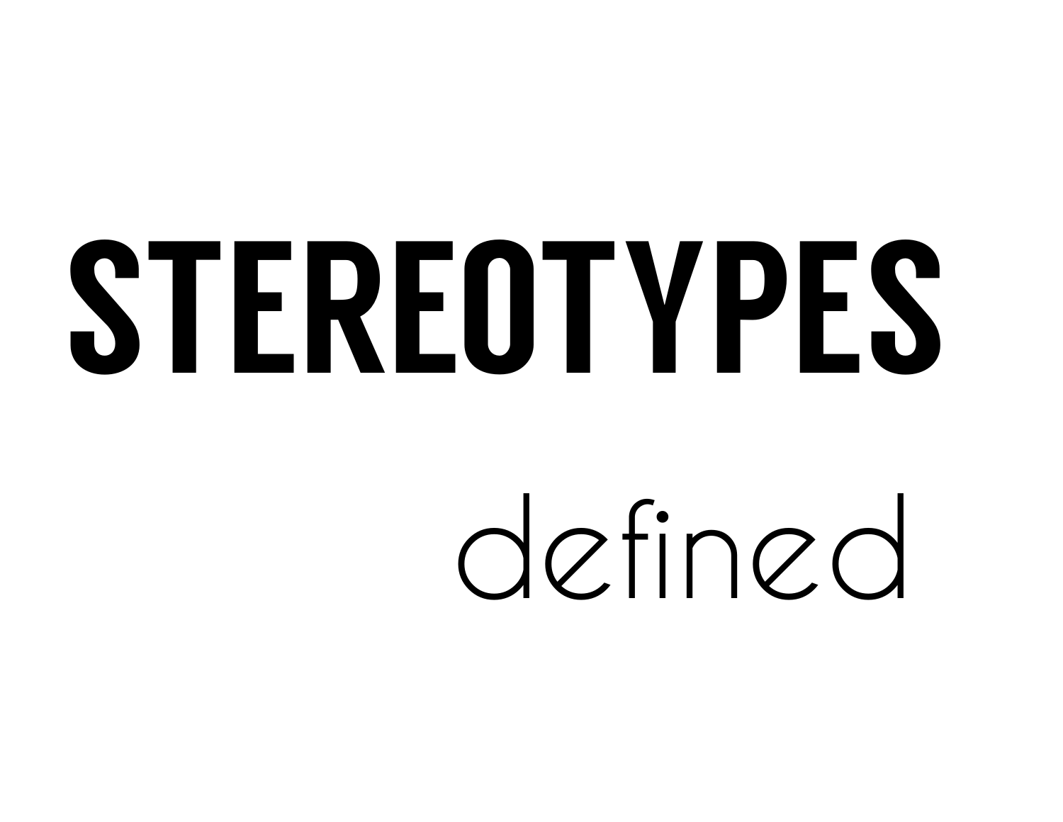# STEREOTYPES

defined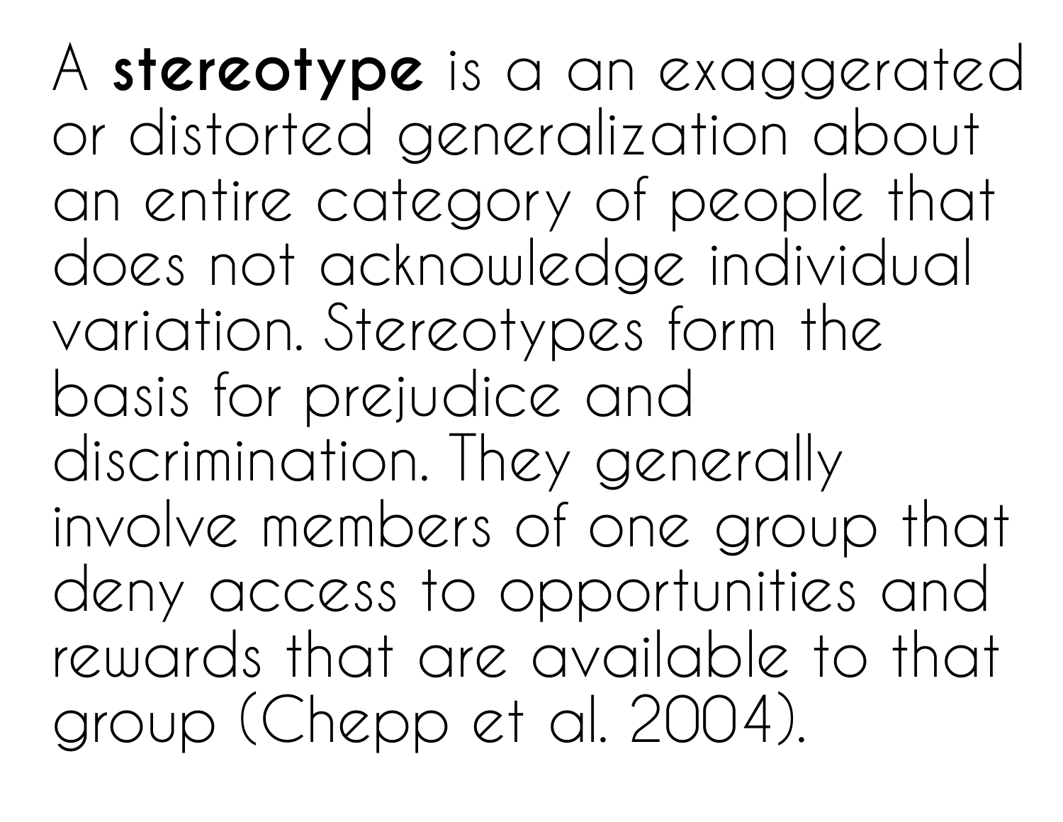A **stereotype** is a an exaggerated or distorted generalization about an entire category of people that does not acknowledge individual variation. Stereotypes form the basis for prejudice and discrimination. They generally involve members of one group that deny access to opportunities and rewards that are available to that group (Chepp et al. 2004).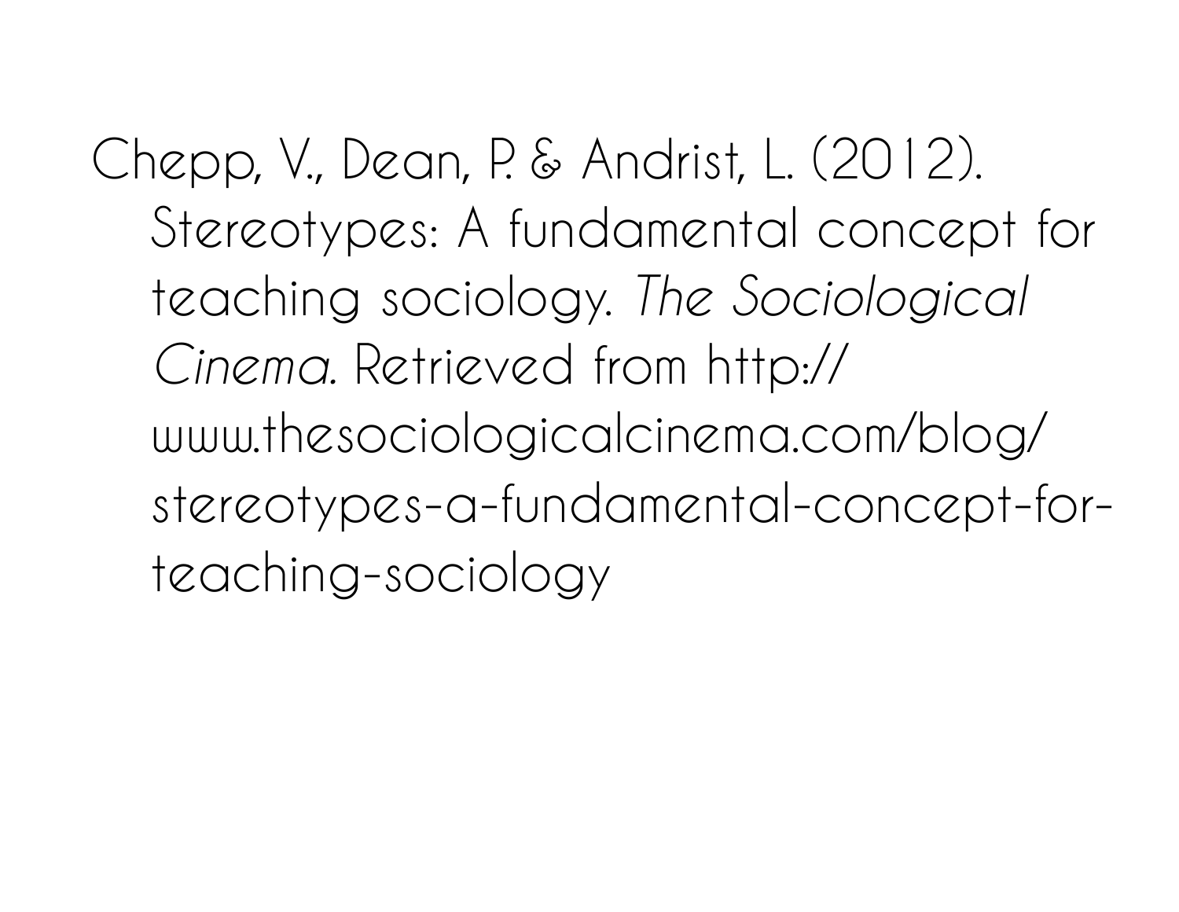Chepp, V., Dean, P. & Andrist, L. (2012). Stereotypes: A fundamental concept for teaching sociology. *The Sociological Cinema.* Retrieved from http://www.thesociologicalcinema.com/blog/stereotypes-a-fundamental-concept-for-teaching-sociology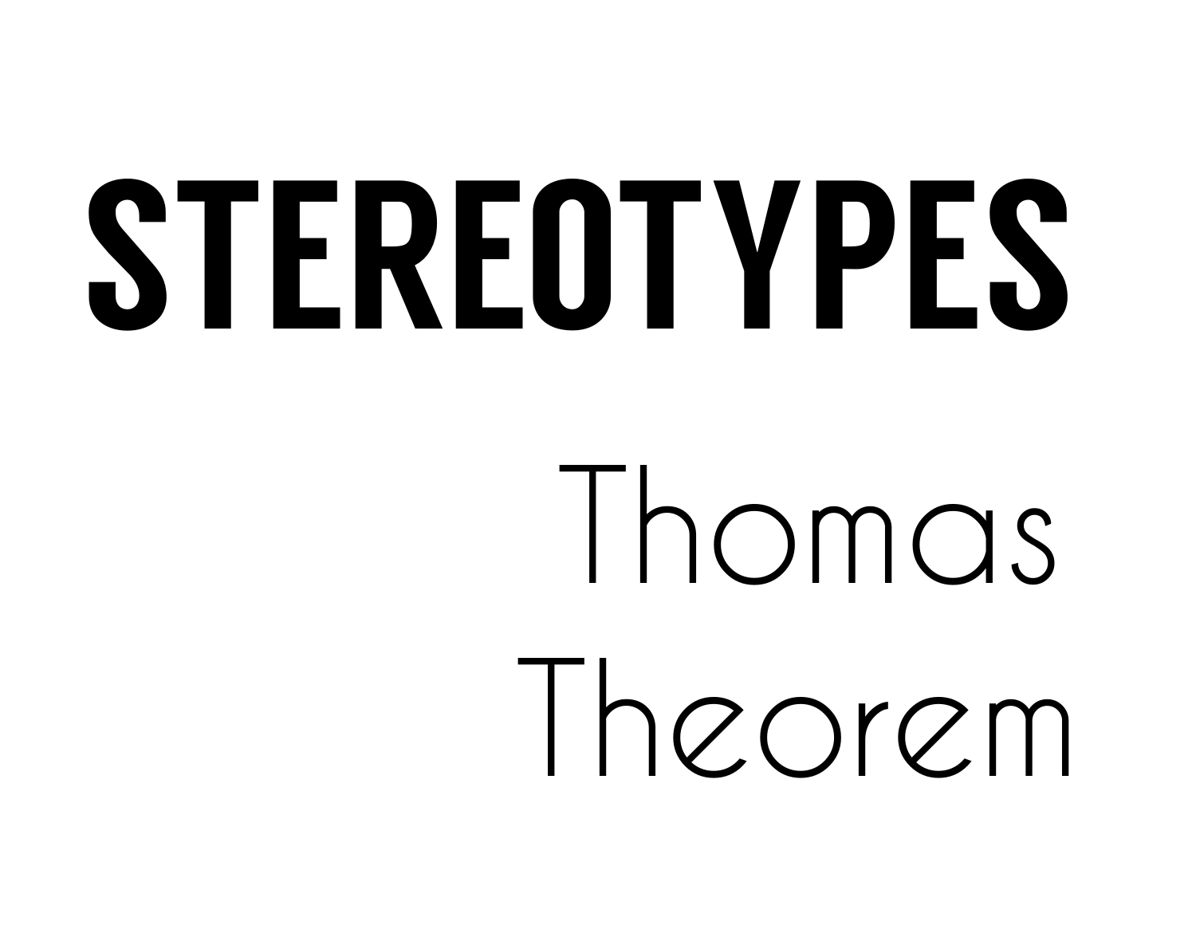# STEREOTYPES

## Thomas Theorem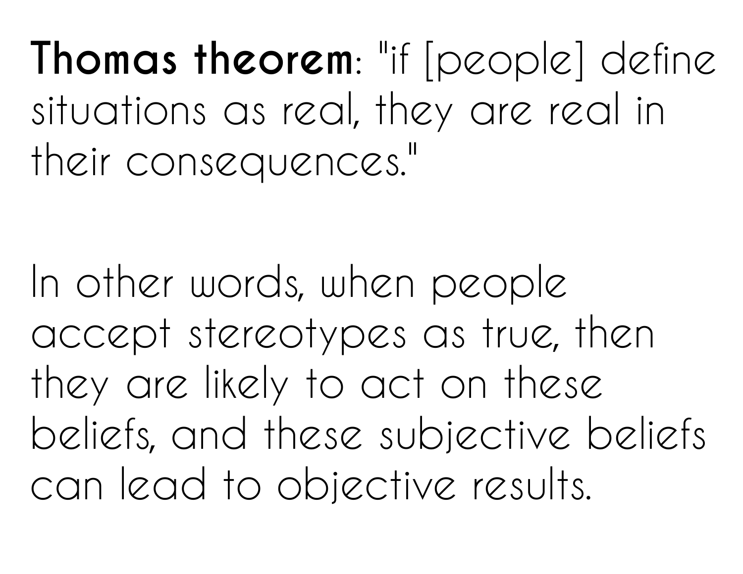**Thomas theorem**: "if [people] define situations as real, they are real in their consequences."

In other words, when people accept stereotypes as true, then they are likely to act on these beliefs, and these subjective beliefs can lead to objective results.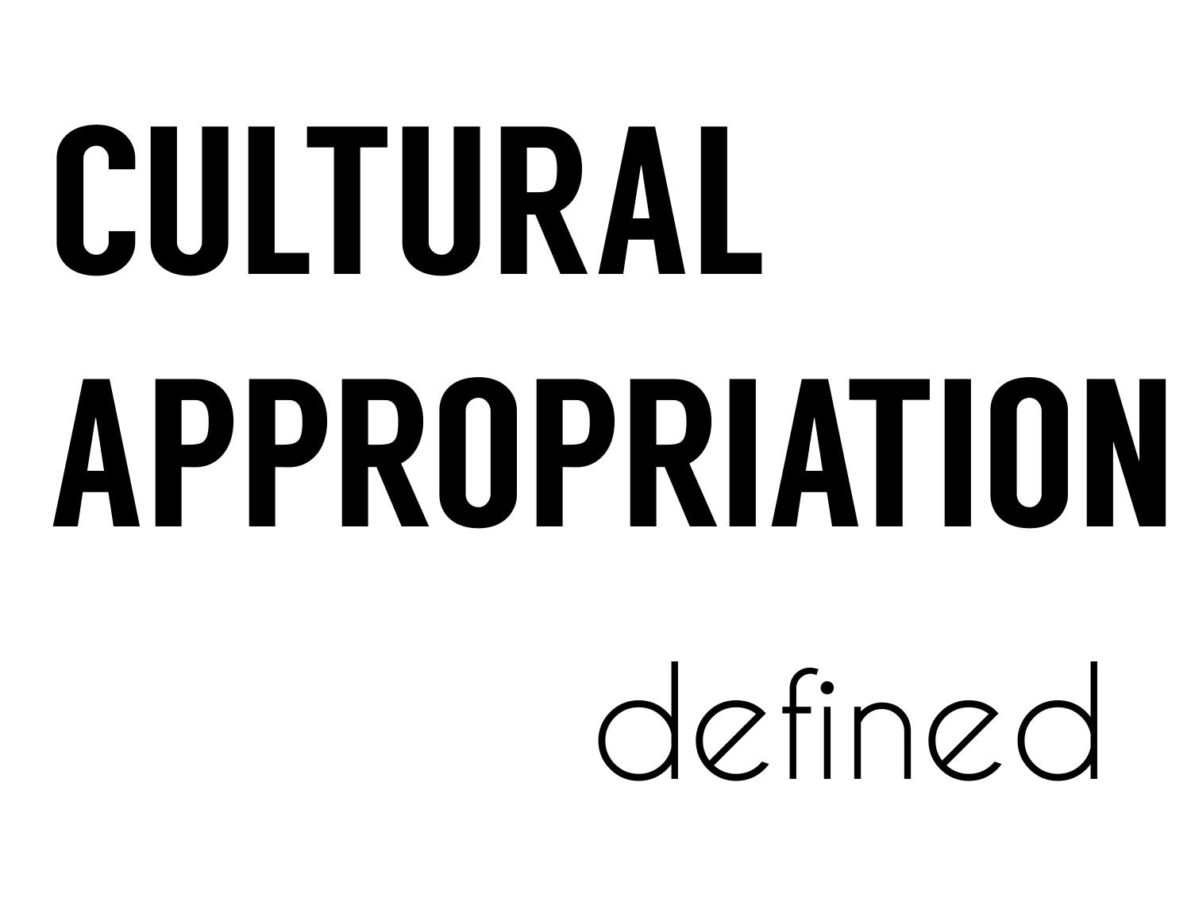# CULTURAL APPROPRIATION

defined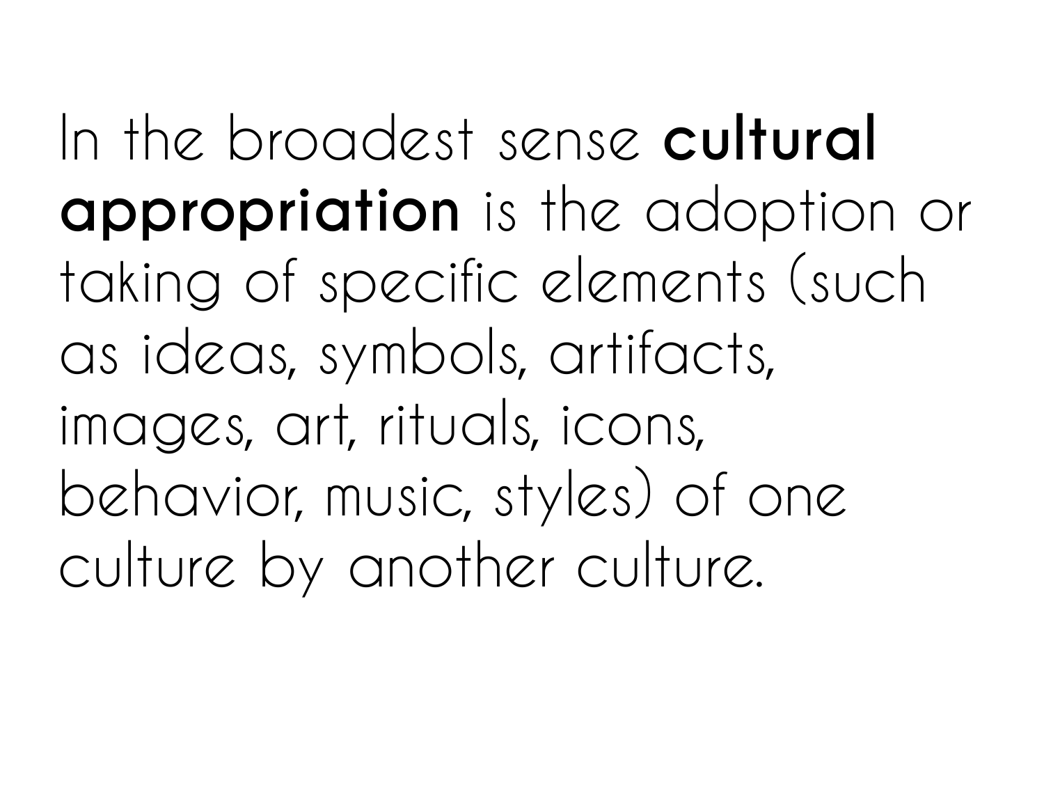In the broadest sense **cultural appropriation** is the adoption or taking of specific elements (such as ideas, symbols, artifacts, images, art, rituals, icons, behavior, music, styles) of one culture by another culture.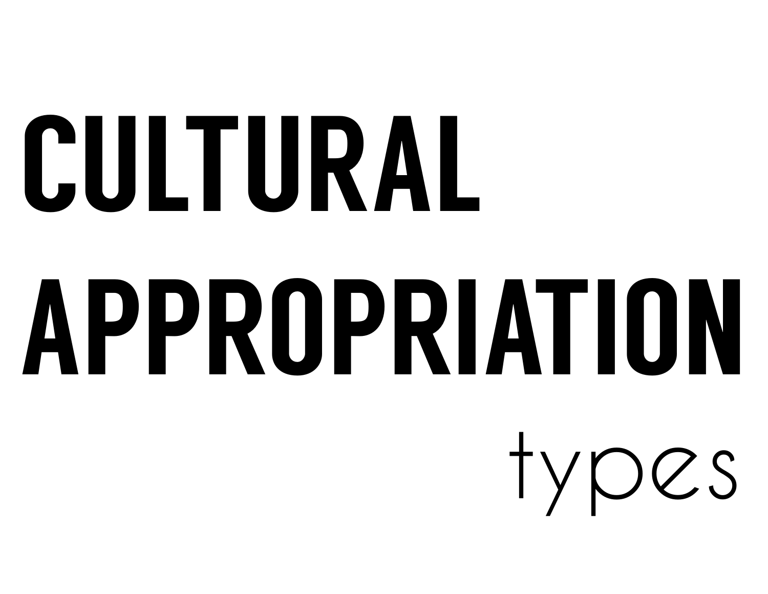# CULTURAL APPROPRIATION

## types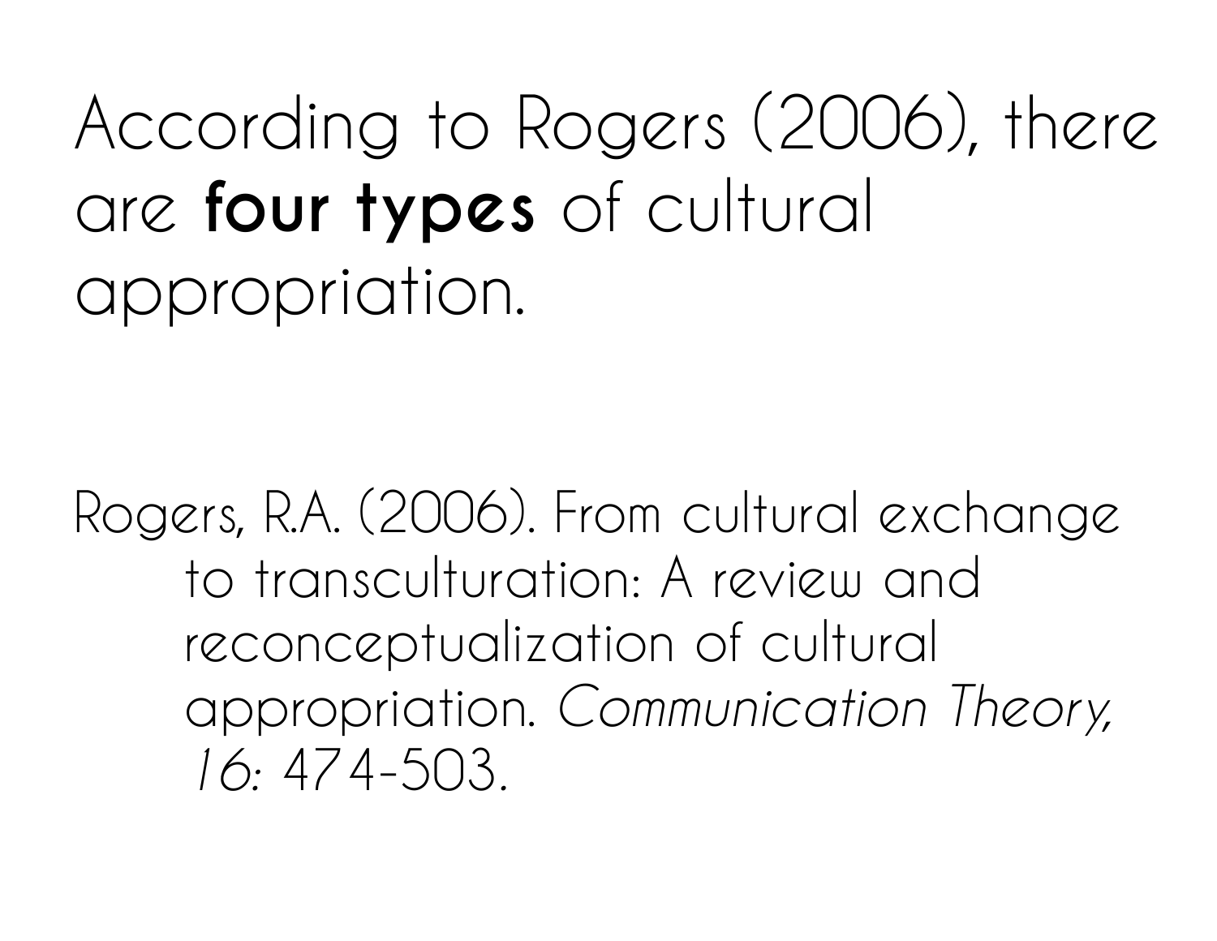According to Rogers (2006), there are **four types** of cultural appropriation.

Rogers, R.A. (2006). From cultural exchange to transculturation: A review and reconceptualization of cultural appropriation. *Communication Theory, 16:* 474-503.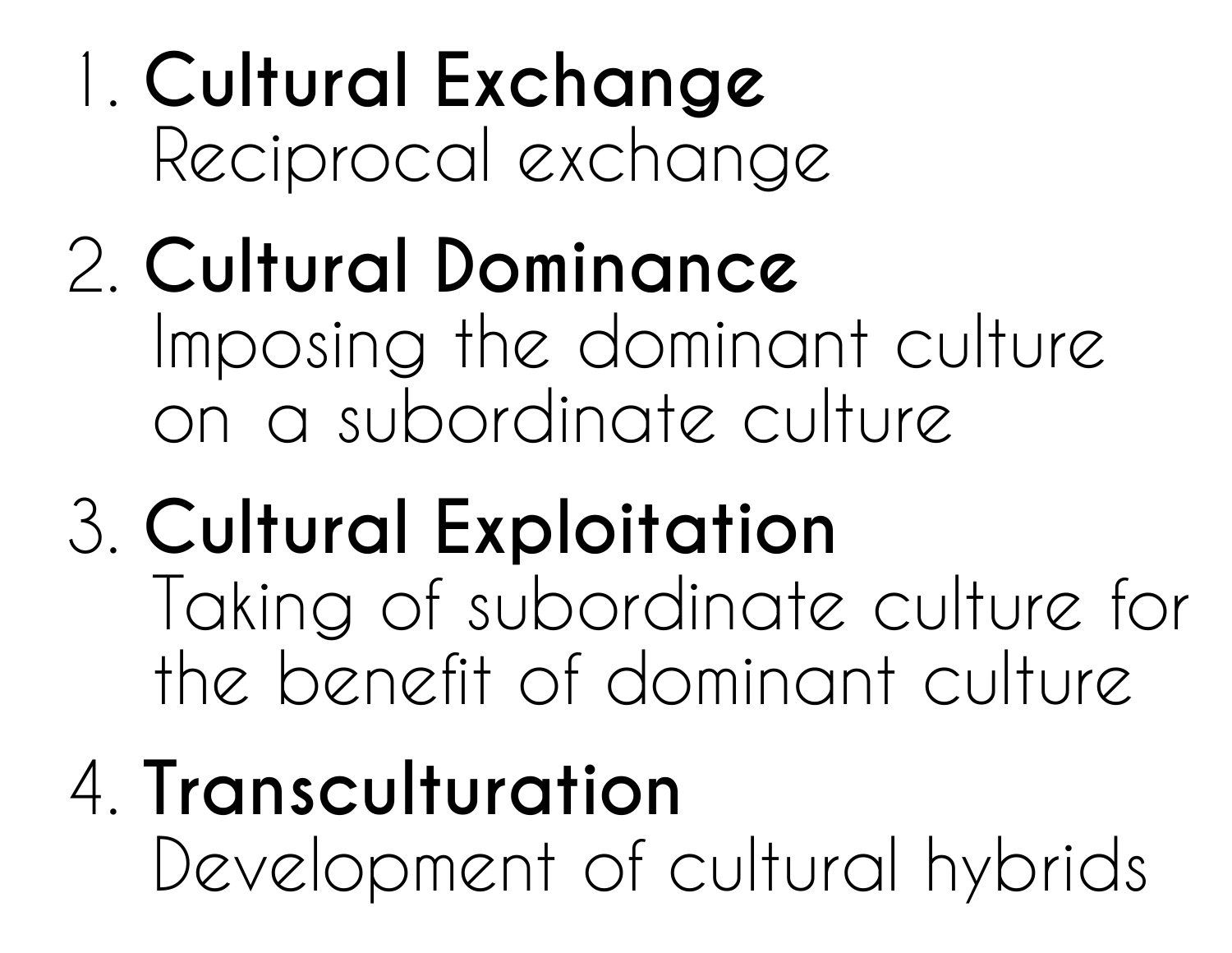1. **Cultural Exchange**
   Reciprocal exchange
2. **Cultural Dominance**
   Imposing the dominant culture on a subordinate culture
3. **Cultural Exploitation**
   Taking of subordinate culture for the benefit of dominant culture
4. **Transculturation**
   Development of cultural hybrids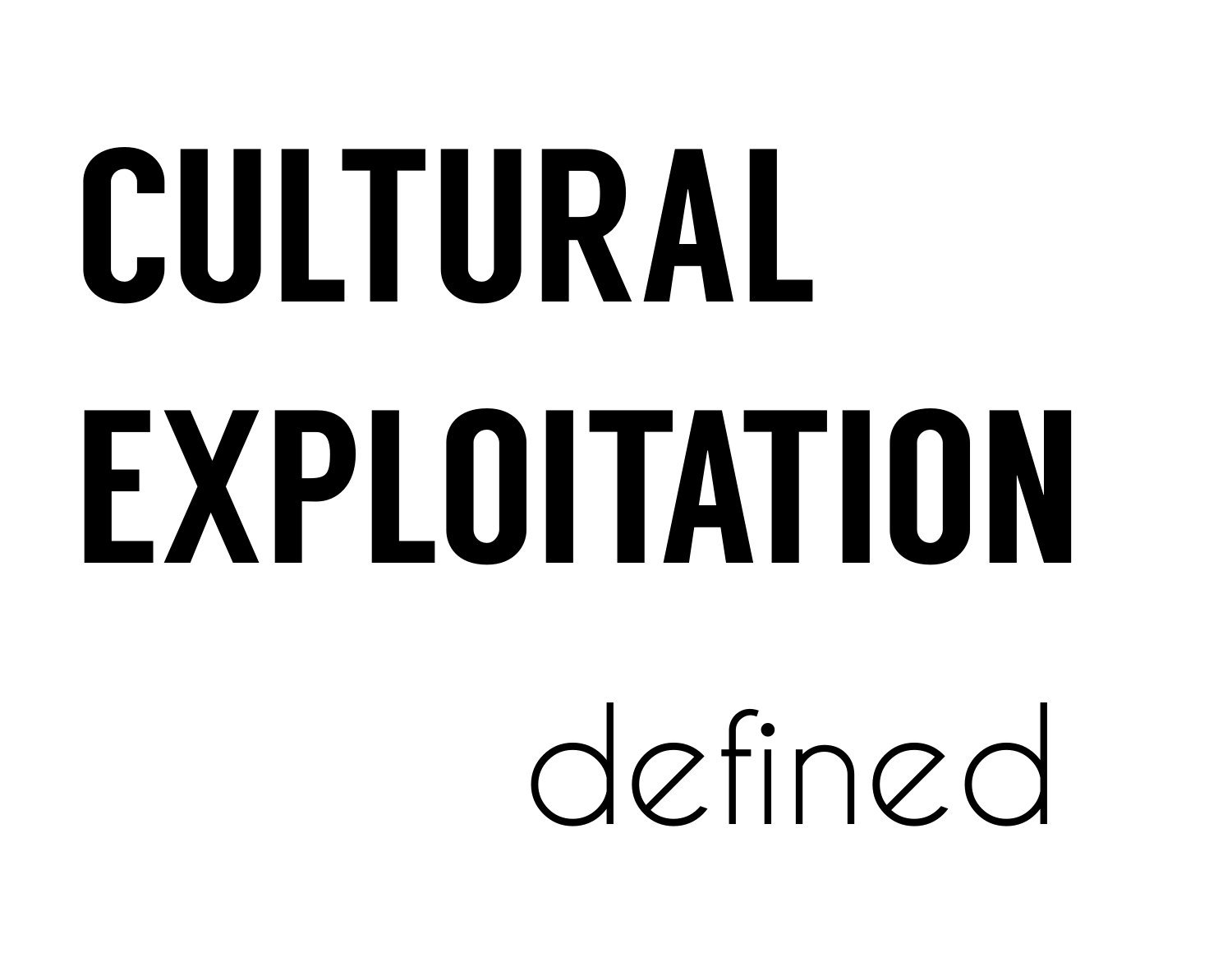# CULTURAL EXPLOITATION

defined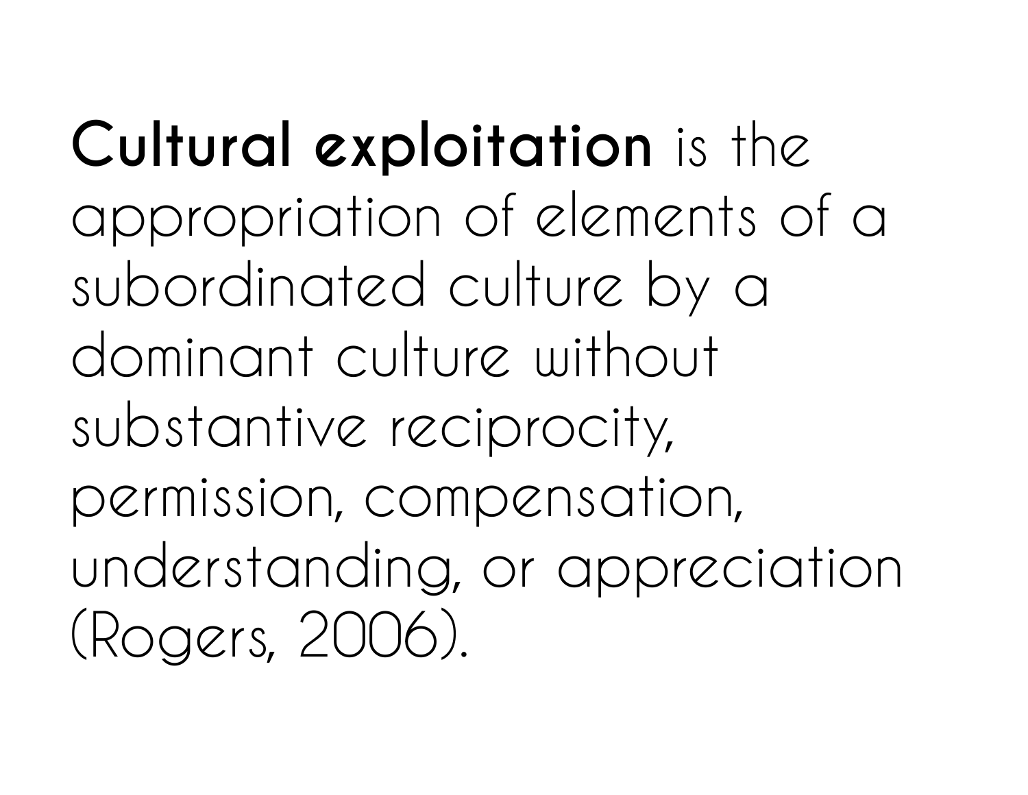**Cultural exploitation** is the appropriation of elements of a subordinated culture by a dominant culture without substantive reciprocity, permission, compensation, understanding, or appreciation (Rogers, 2006).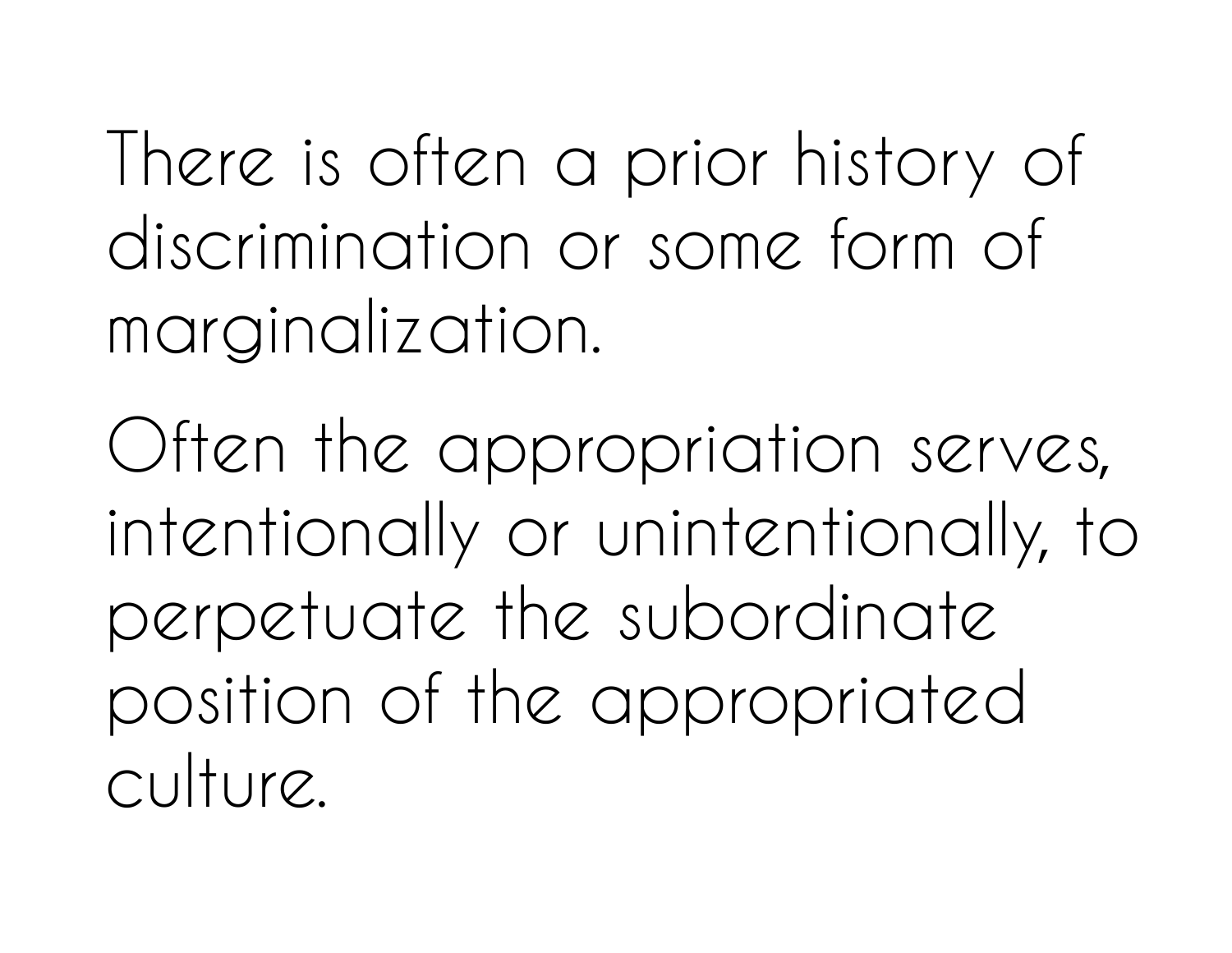There is often a prior history of discrimination or some form of marginalization.

Often the appropriation serves, intentionally or unintentionally, to perpetuate the subordinate position of the appropriated culture.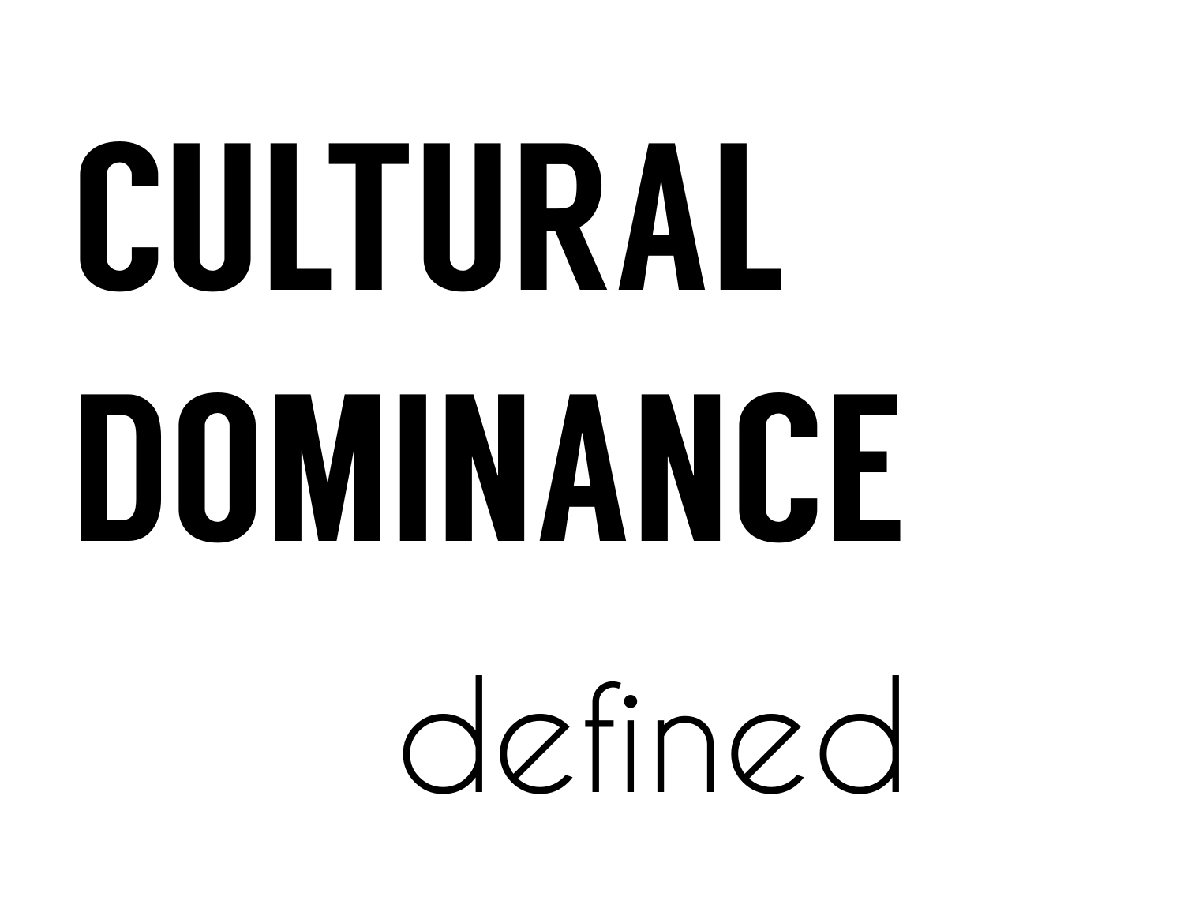# CULTURAL DOMINANCE

defined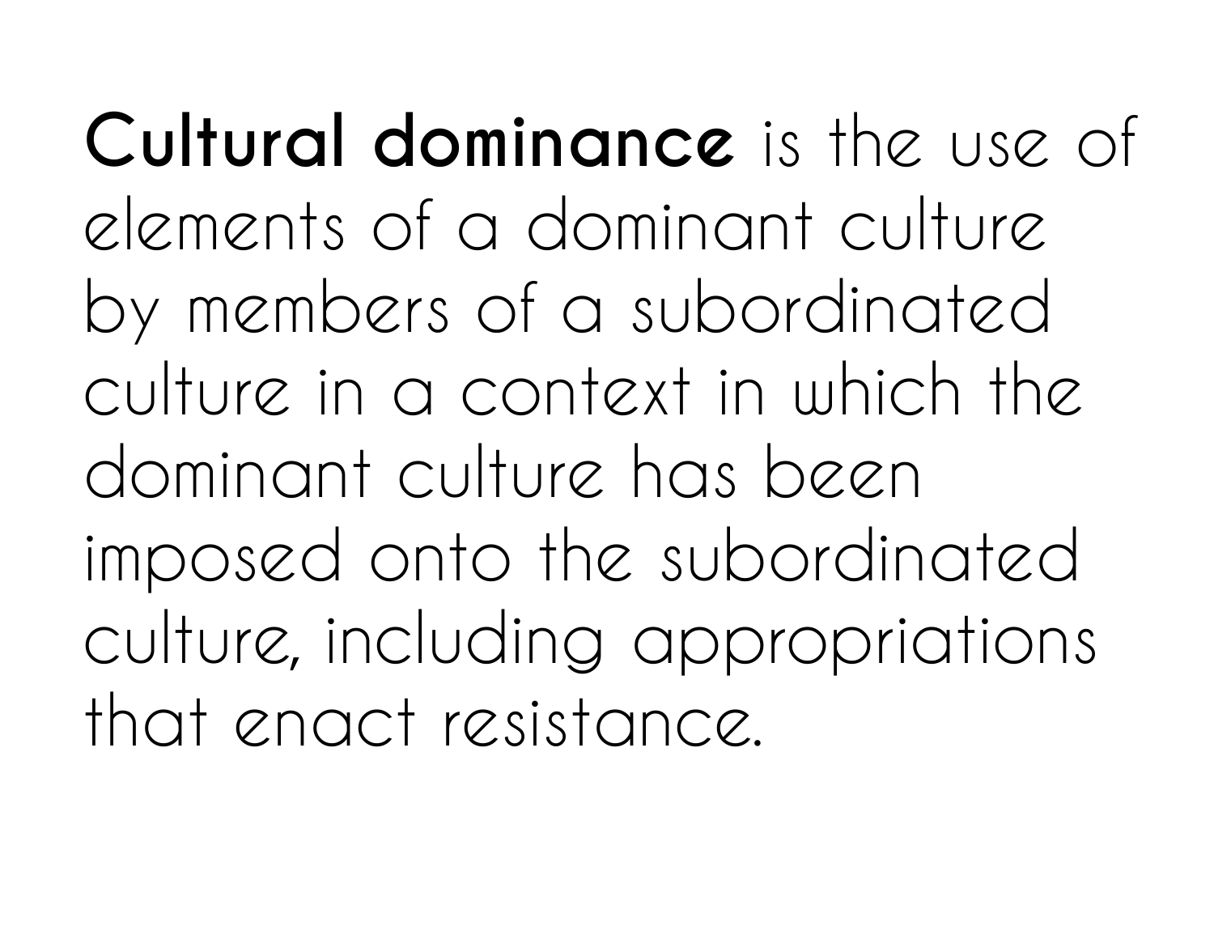**Cultural dominance** is the use of elements of a dominant culture by members of a subordinated culture in a context in which the dominant culture has been imposed onto the subordinated culture, including appropriations that enact resistance.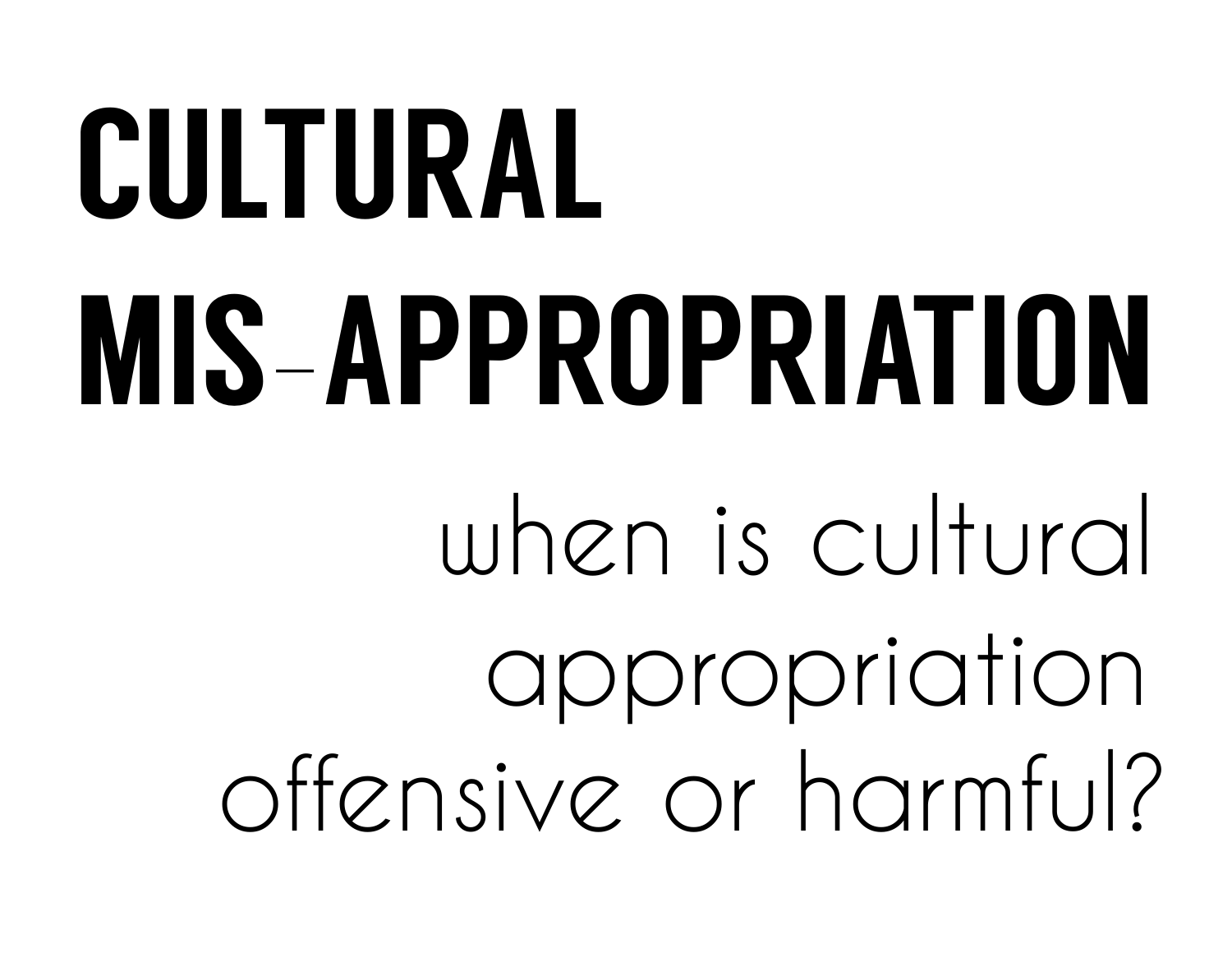# CULTURAL MIS-APPROPRIATION

when is cultural appropriation offensive or harmful?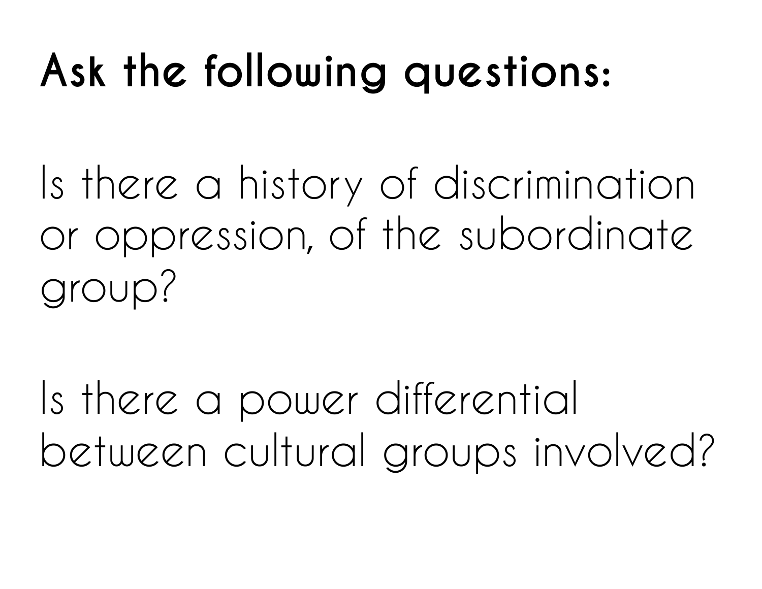# Ask the following questions:

Is there a history of discrimination or oppression, of the subordinate group?

Is there a power differential between cultural groups involved?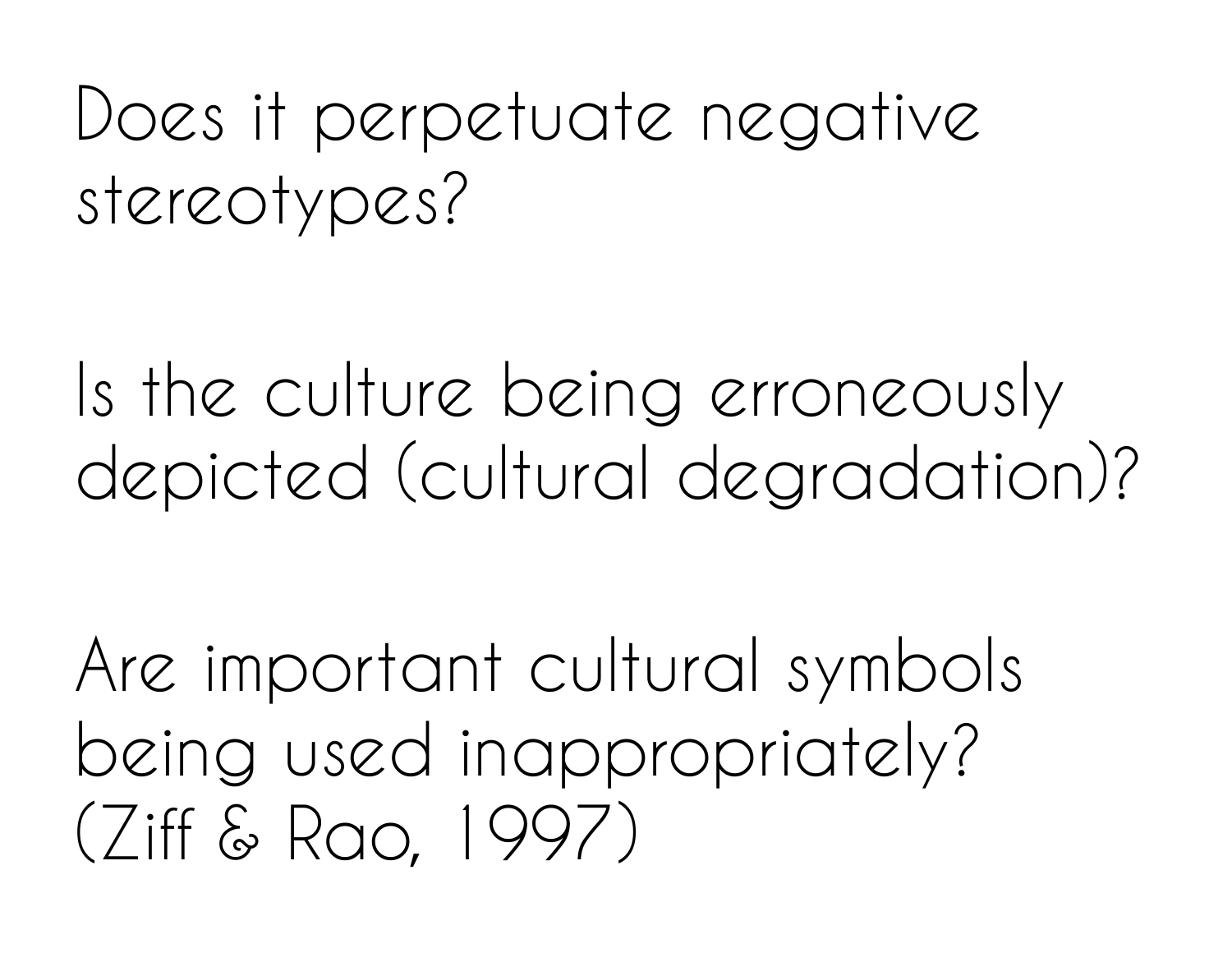Does it perpetuate negative stereotypes?

Is the culture being erroneously depicted (cultural degradation)?

Are important cultural symbols being used inappropriately? (Ziff & Rao, 1997)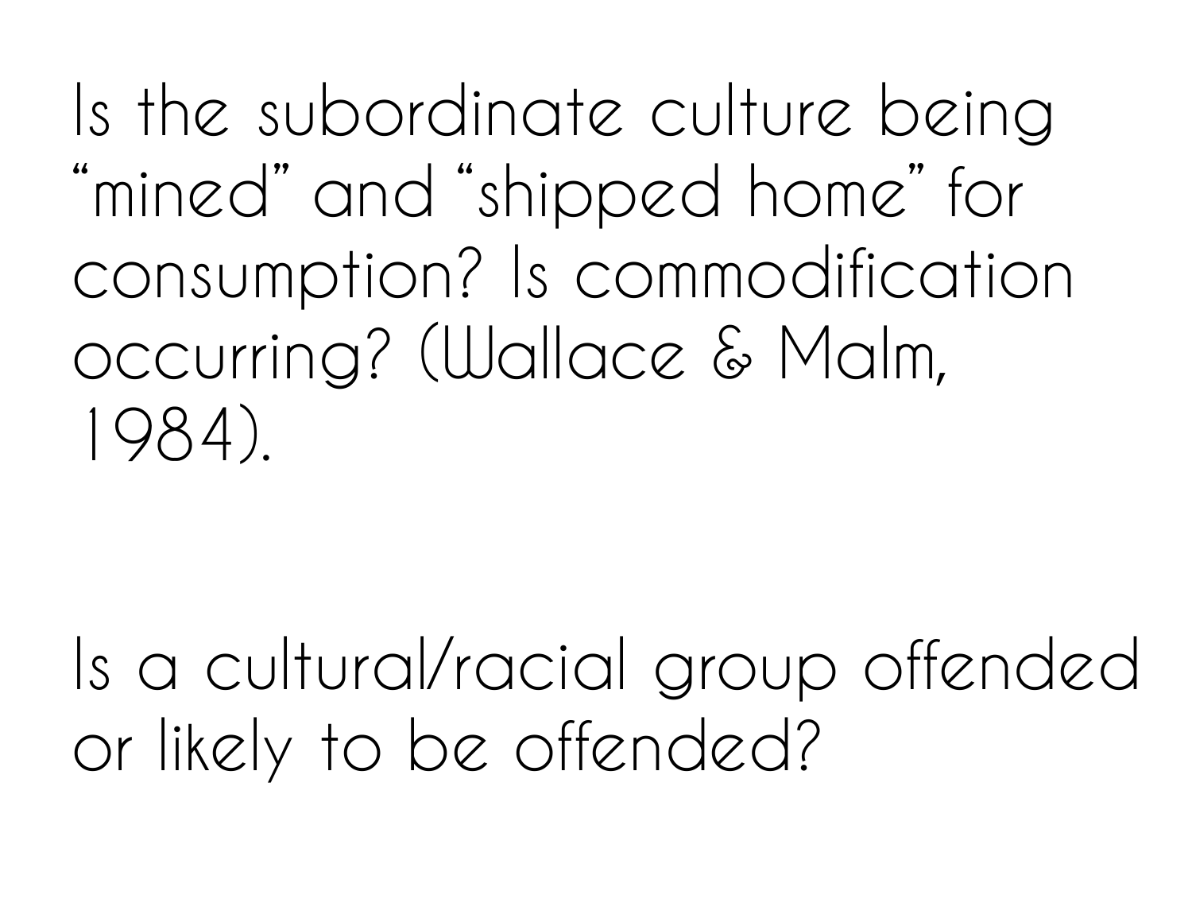Is the subordinate culture being "mined" and "shipped home" for consumption? Is commodification occurring? (Wallace & Malm, 1984).

Is a cultural/racial group offended or likely to be offended?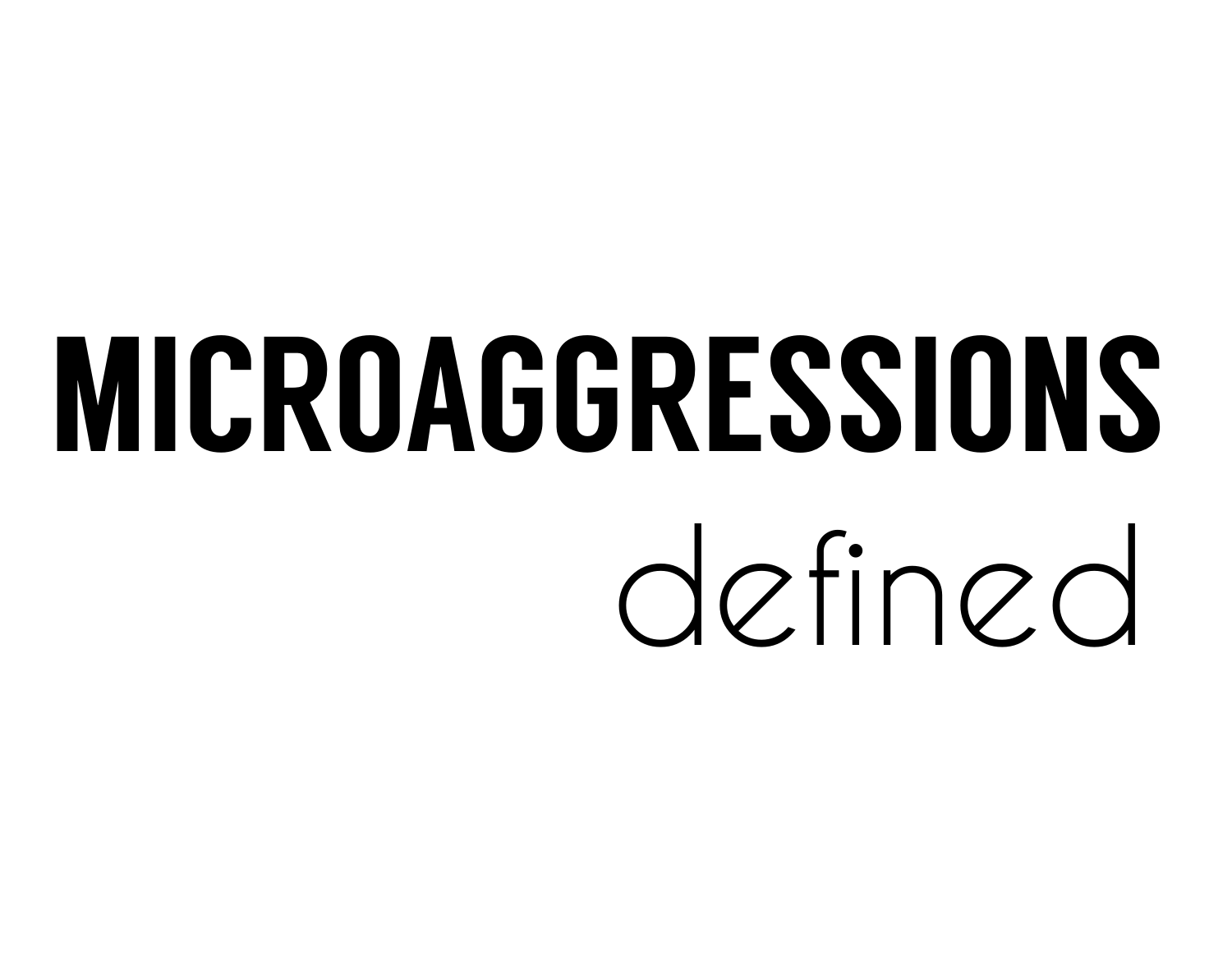# MICROAGGRESSIONS

defined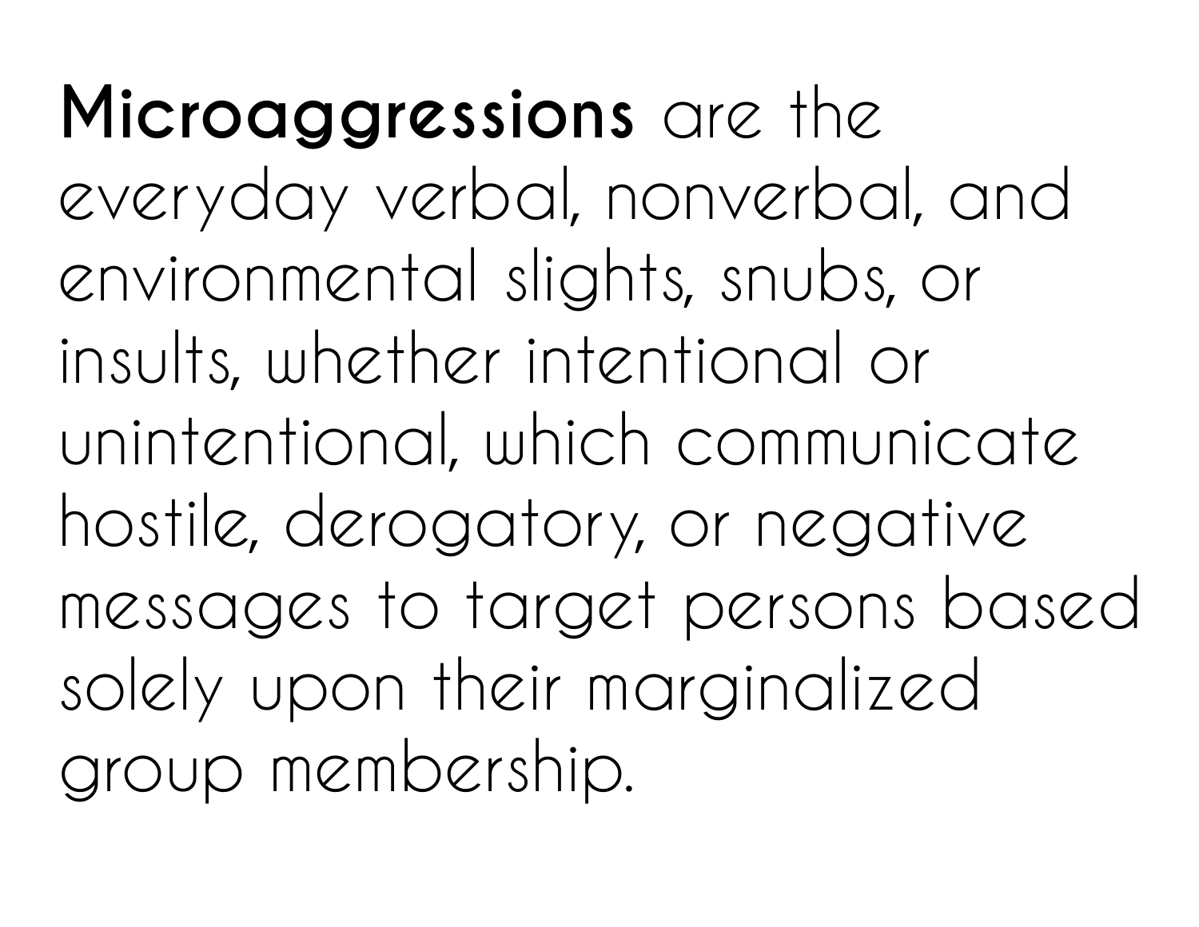**Microaggressions** are the everyday verbal, nonverbal, and environmental slights, snubs, or insults, whether intentional or unintentional, which communicate hostile, derogatory, or negative messages to target persons based solely upon their marginalized group membership.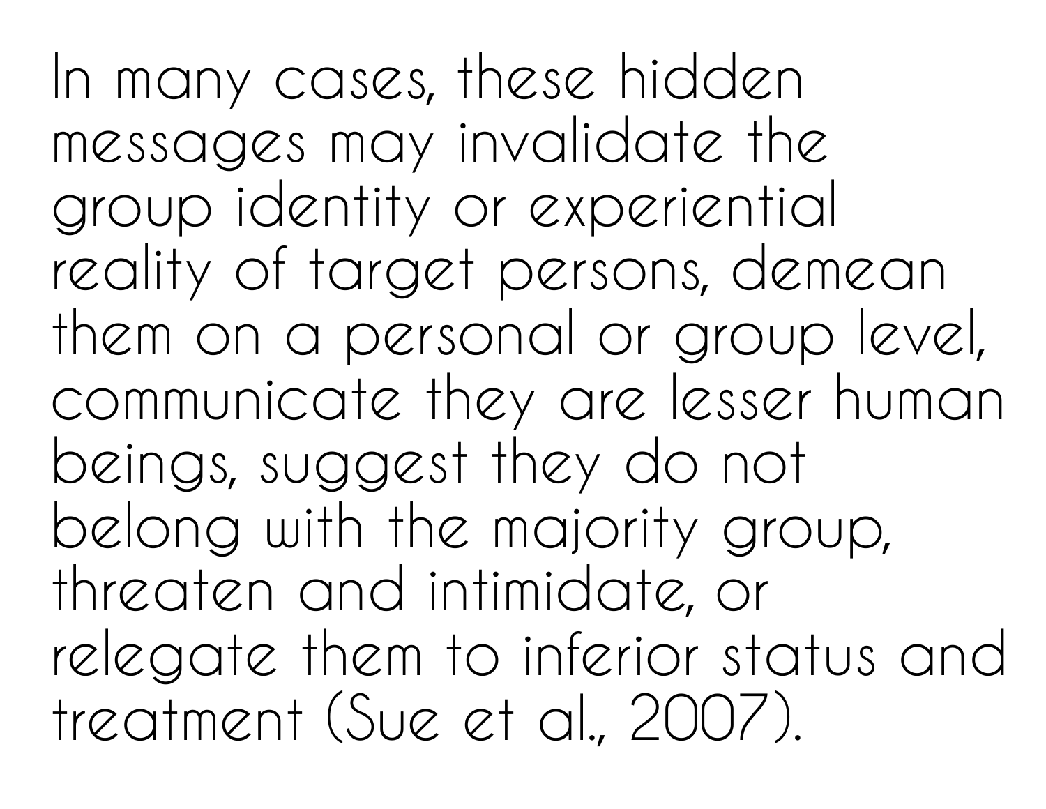In many cases, these hidden messages may invalidate the group identity or experiential reality of target persons, demean them on a personal or group level, communicate they are lesser human beings, suggest they do not belong with the majority group, threaten and intimidate, or relegate them to inferior status and treatment (Sue et al., 2007).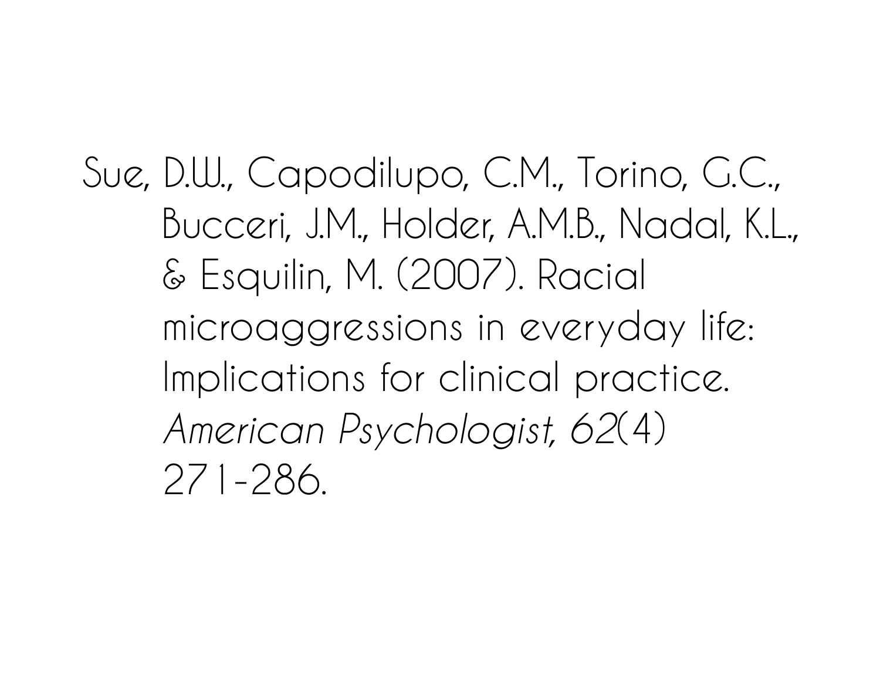Sue, D.W., Capodilupo, C.M., Torino, G.C., Bucceri, J.M., Holder, A.M.B., Nadal, K.L., & Esquilin, M. (2007). Racial microaggressions in everyday life: Implications for clinical practice. *American Psychologist, 62*(4) 271-286.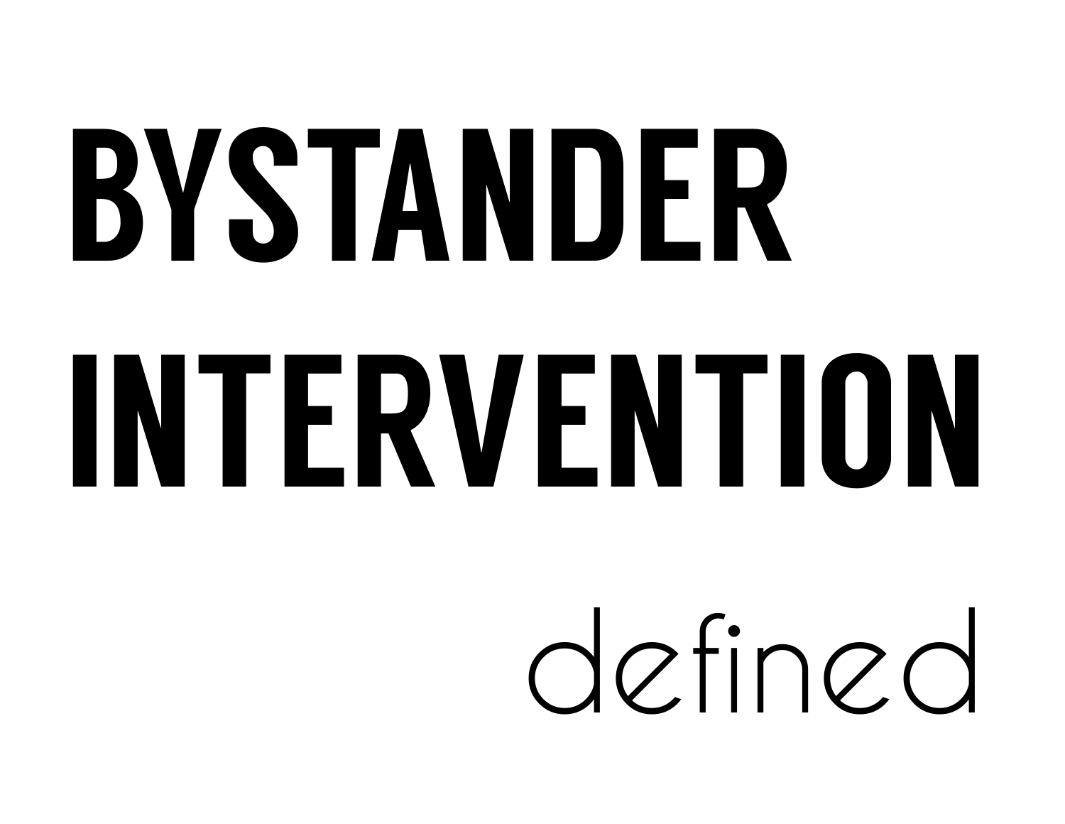# BYSTANDER INTERVENTION

defined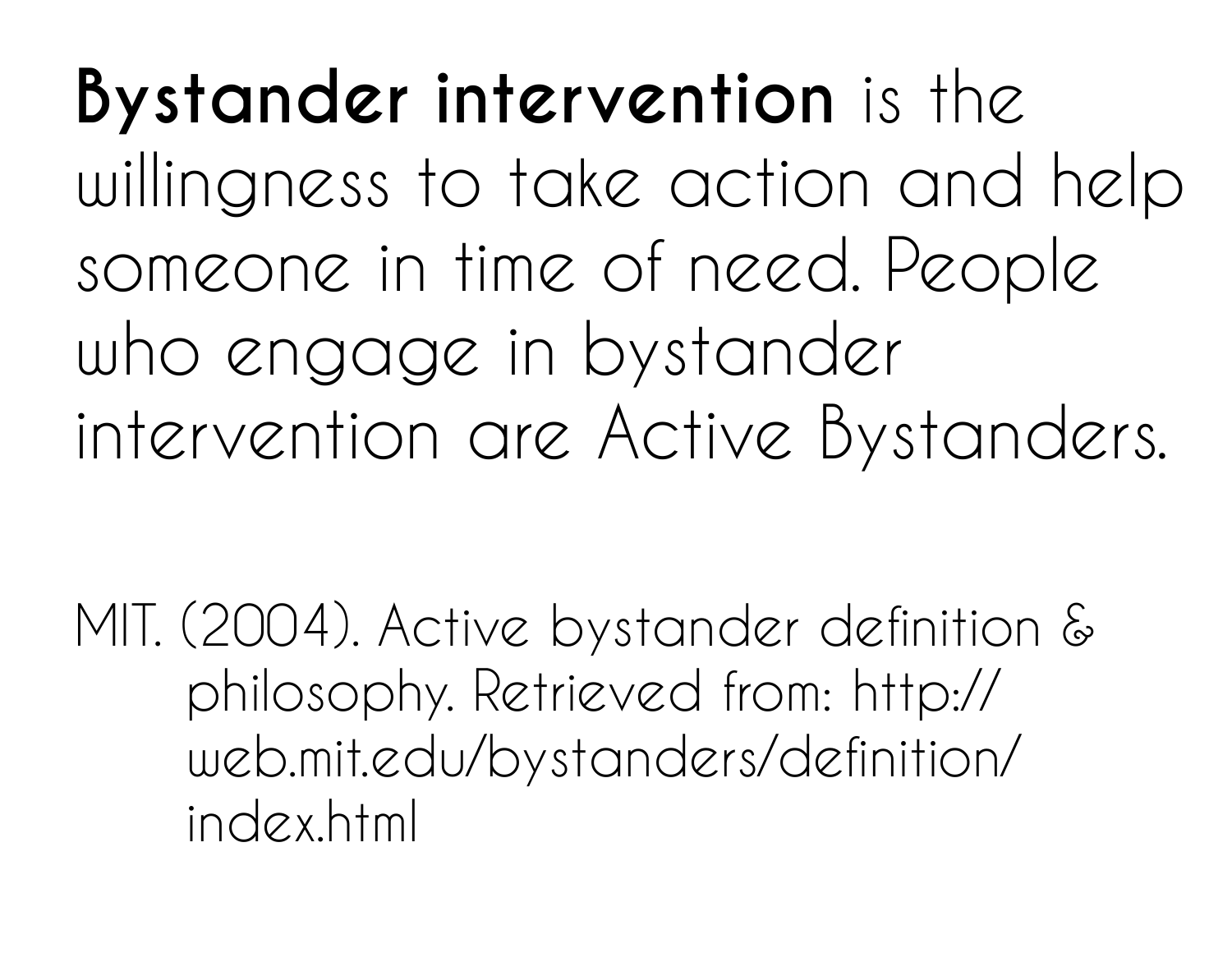**Bystander intervention** is the willingness to take action and help someone in time of need. People who engage in bystander intervention are Active Bystanders.

MIT. (2004). Active bystander definition & philosophy. Retrieved from: http://web.mit.edu/bystanders/definition/index.html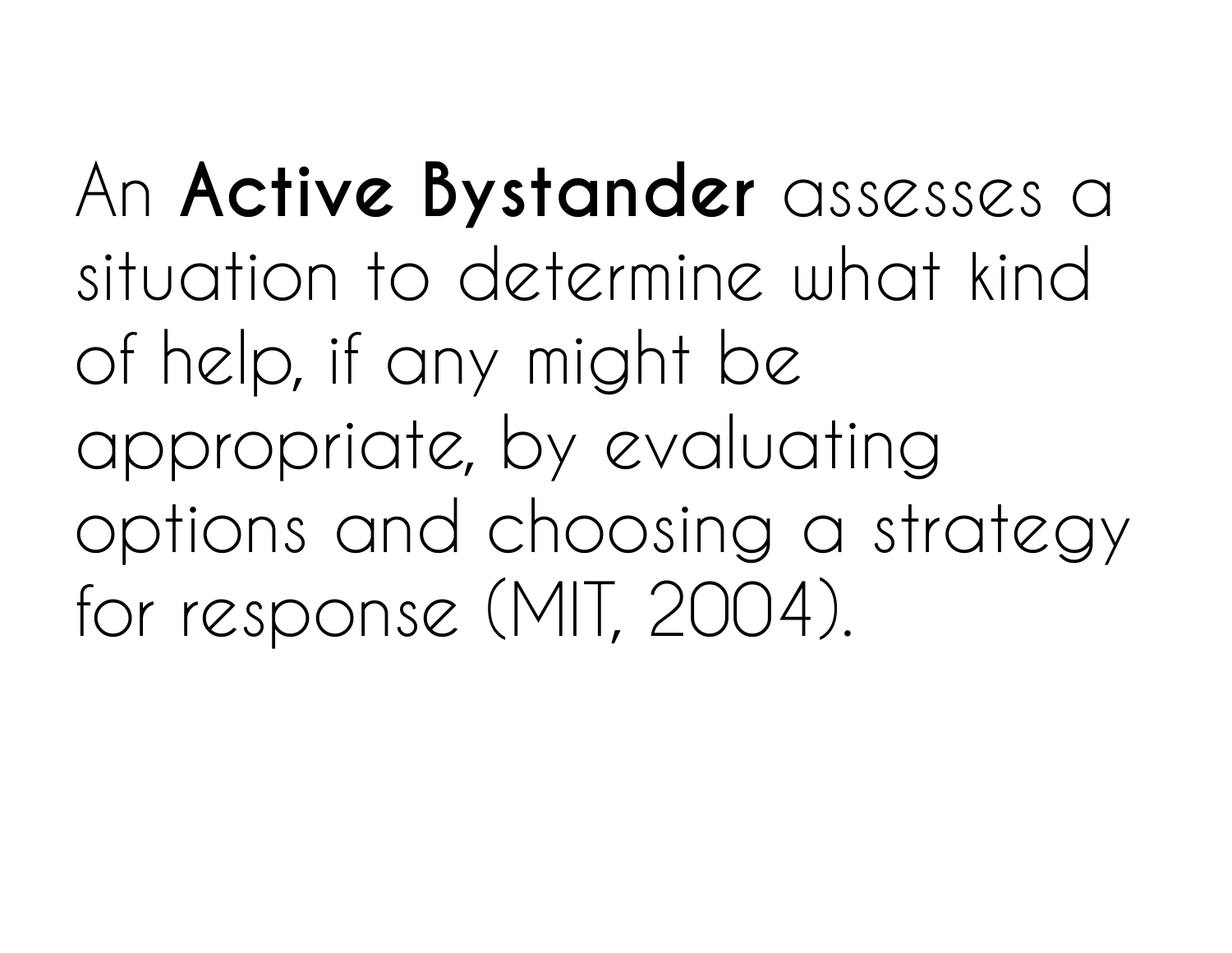An **Active Bystander** assesses a situation to determine what kind of help, if any might be appropriate, by evaluating options and choosing a strategy for response (MIT, 2004).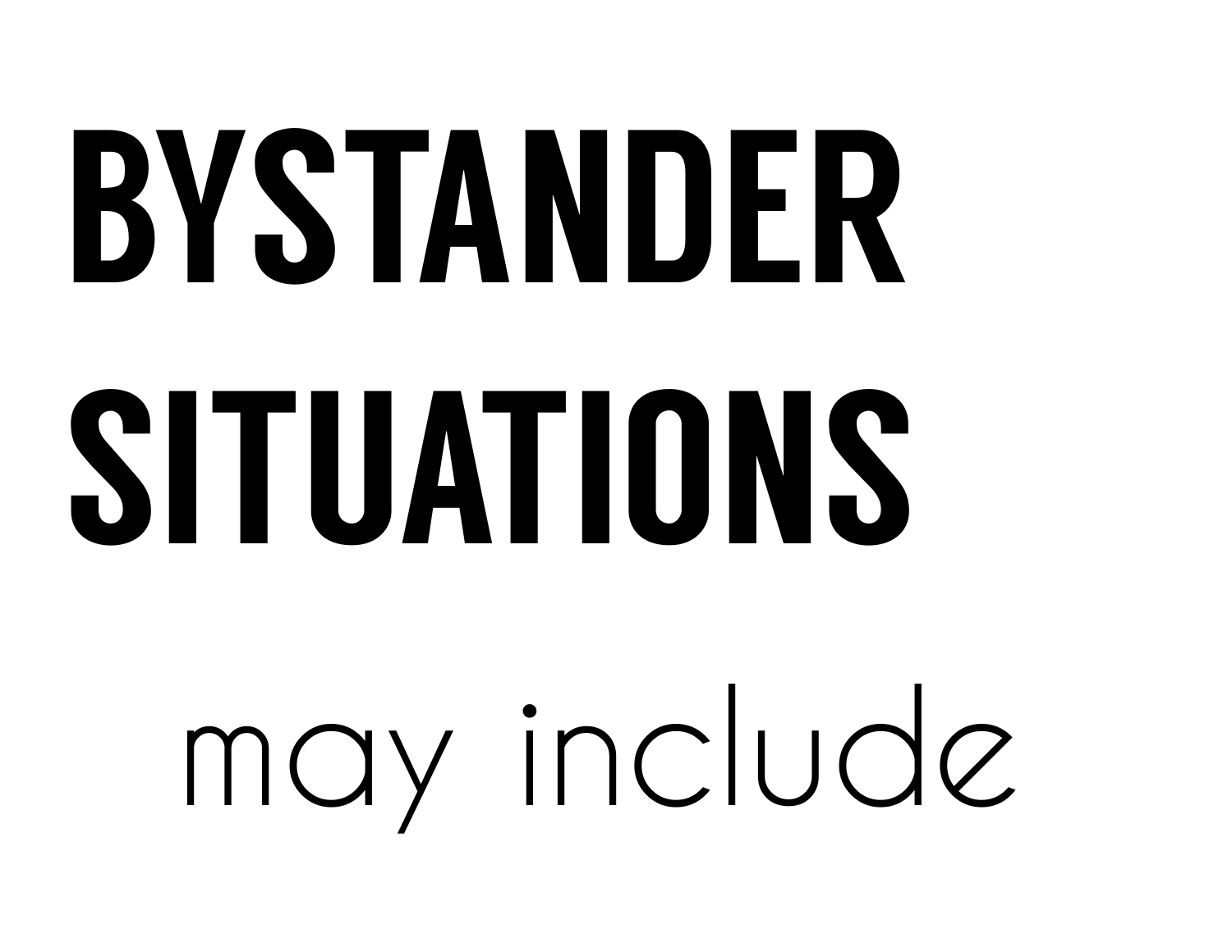# BYSTANDER SITUATIONS

may include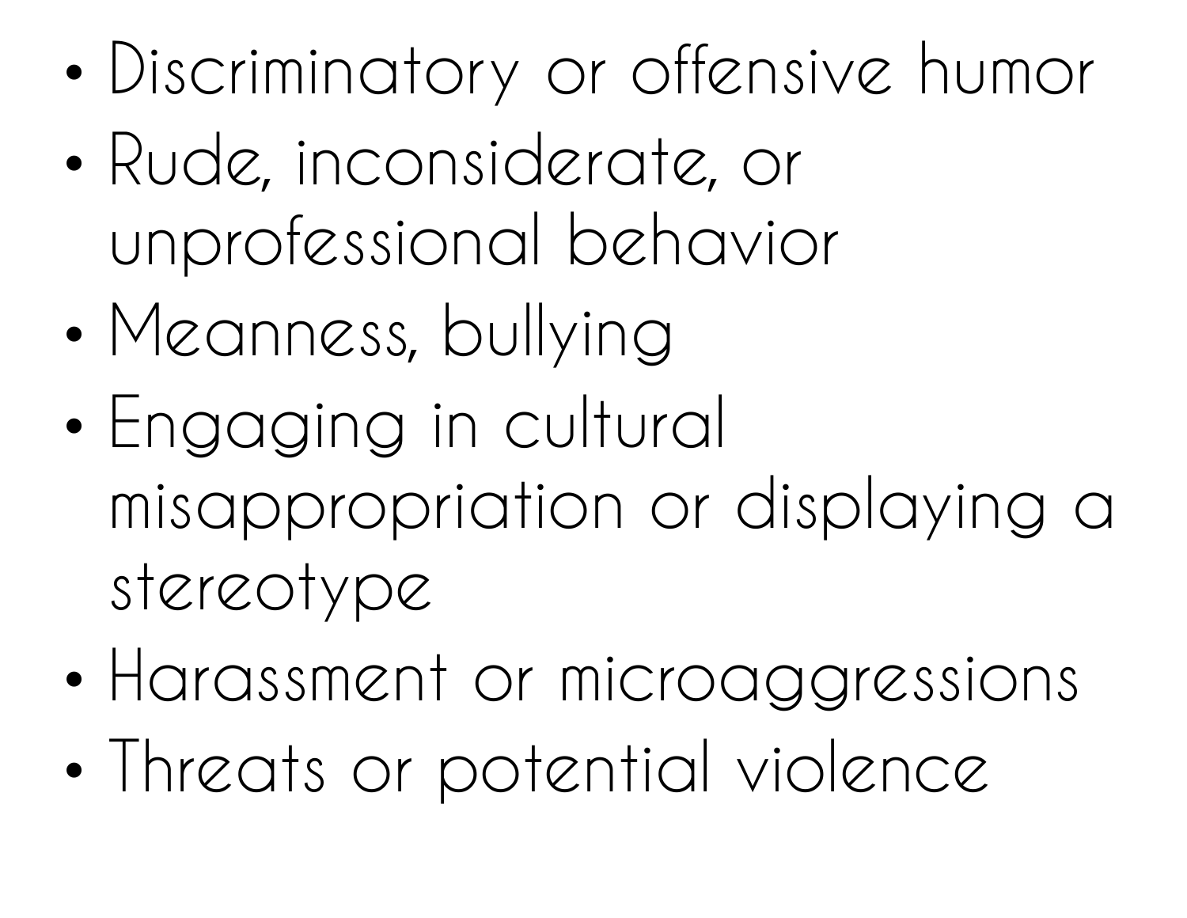- Discriminatory or offensive humor
- Rude, inconsiderate, or unprofessional behavior
- Meanness, bullying
- Engaging in cultural misappropriation or displaying a stereotype
- Harassment or microaggressions
- Threats or potential violence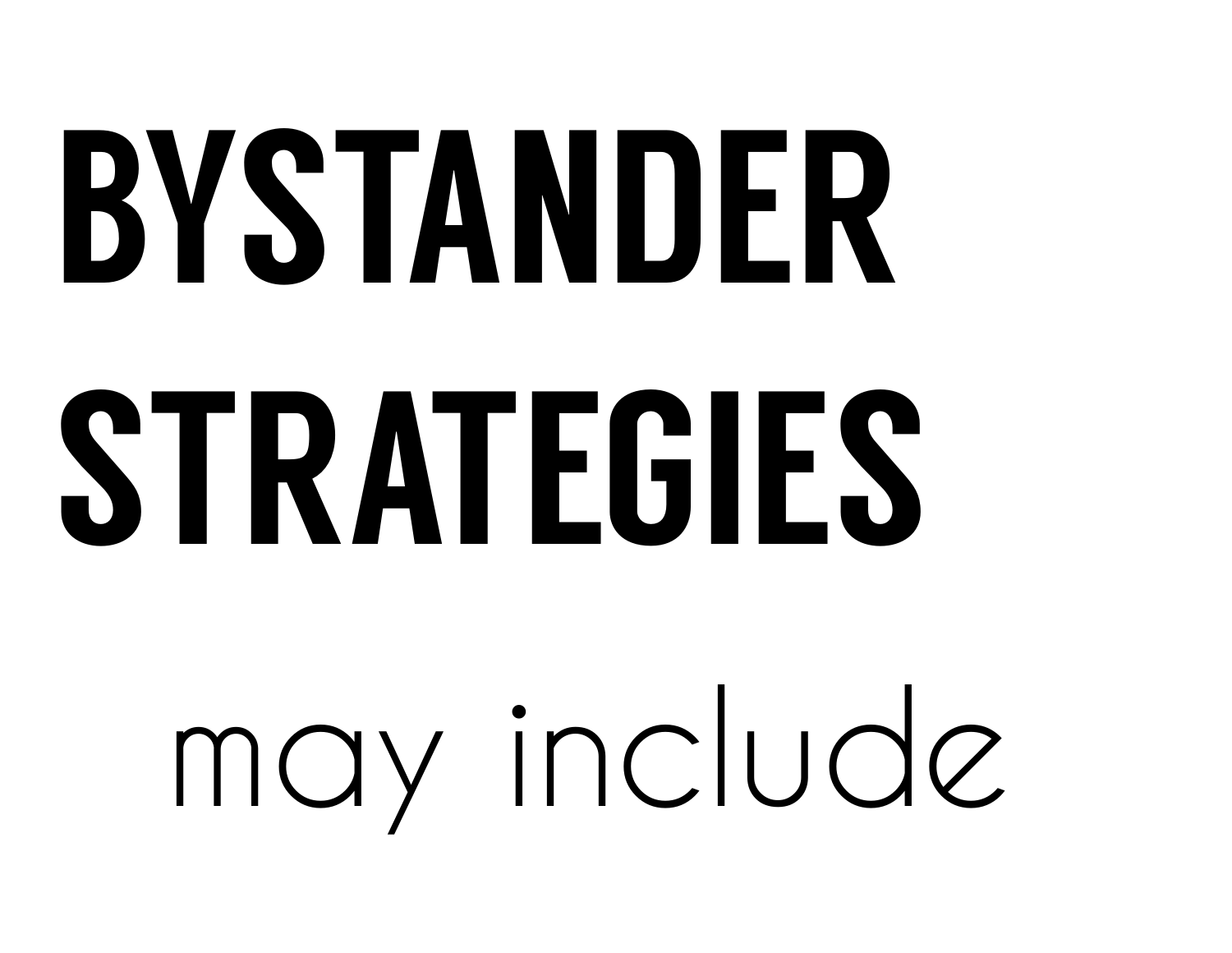# BYSTANDER STRATEGIES

may include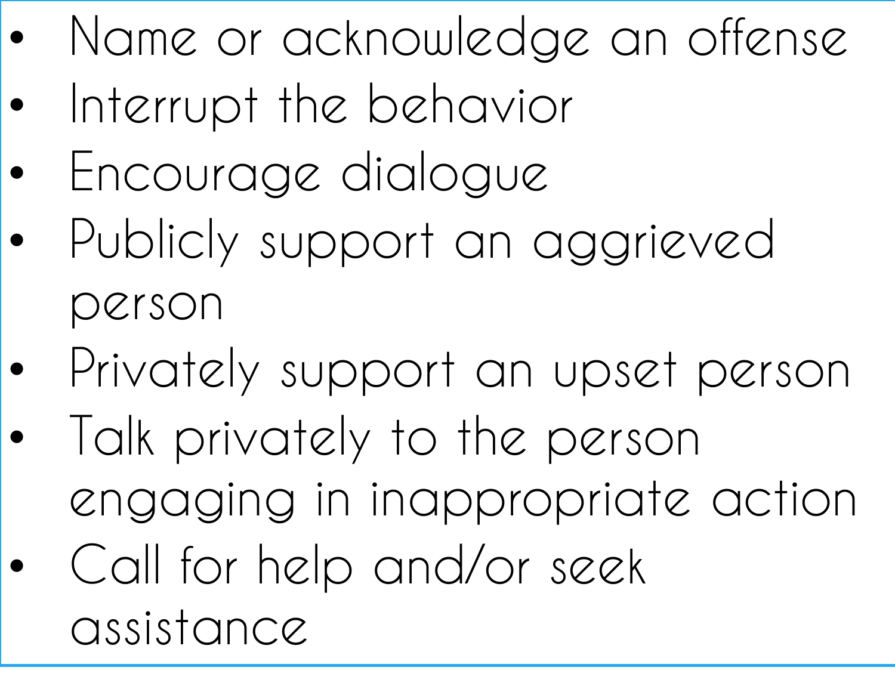- Name or acknowledge an offense
- Interrupt the behavior
- Encourage dialogue
- Publicly support an aggrieved person
- Privately support an upset person
- Talk privately to the person engaging in inappropriate action
- Call for help and/or seek assistance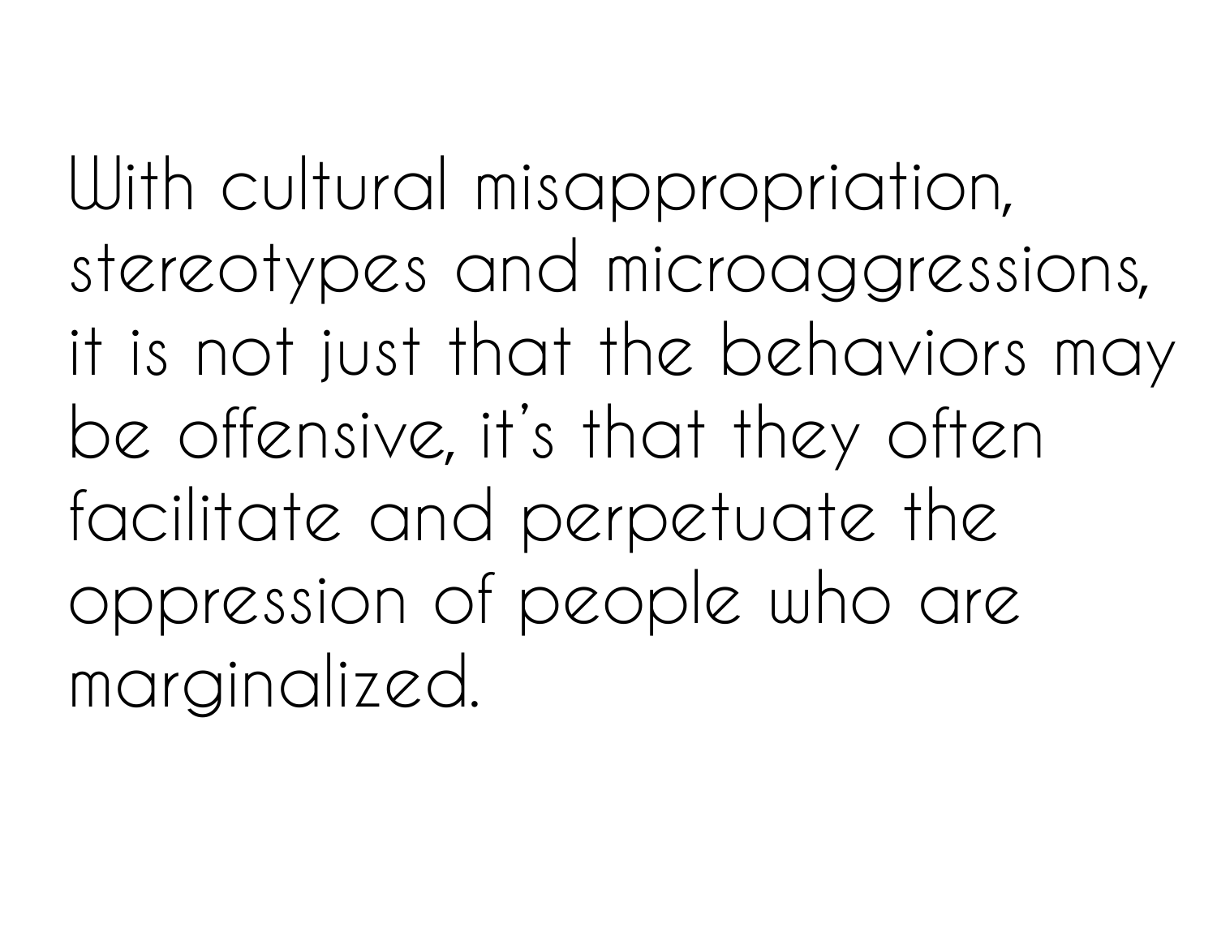With cultural misappropriation, stereotypes and microaggressions, it is not just that the behaviors may be offensive, it's that they often facilitate and perpetuate the oppression of people who are marginalized.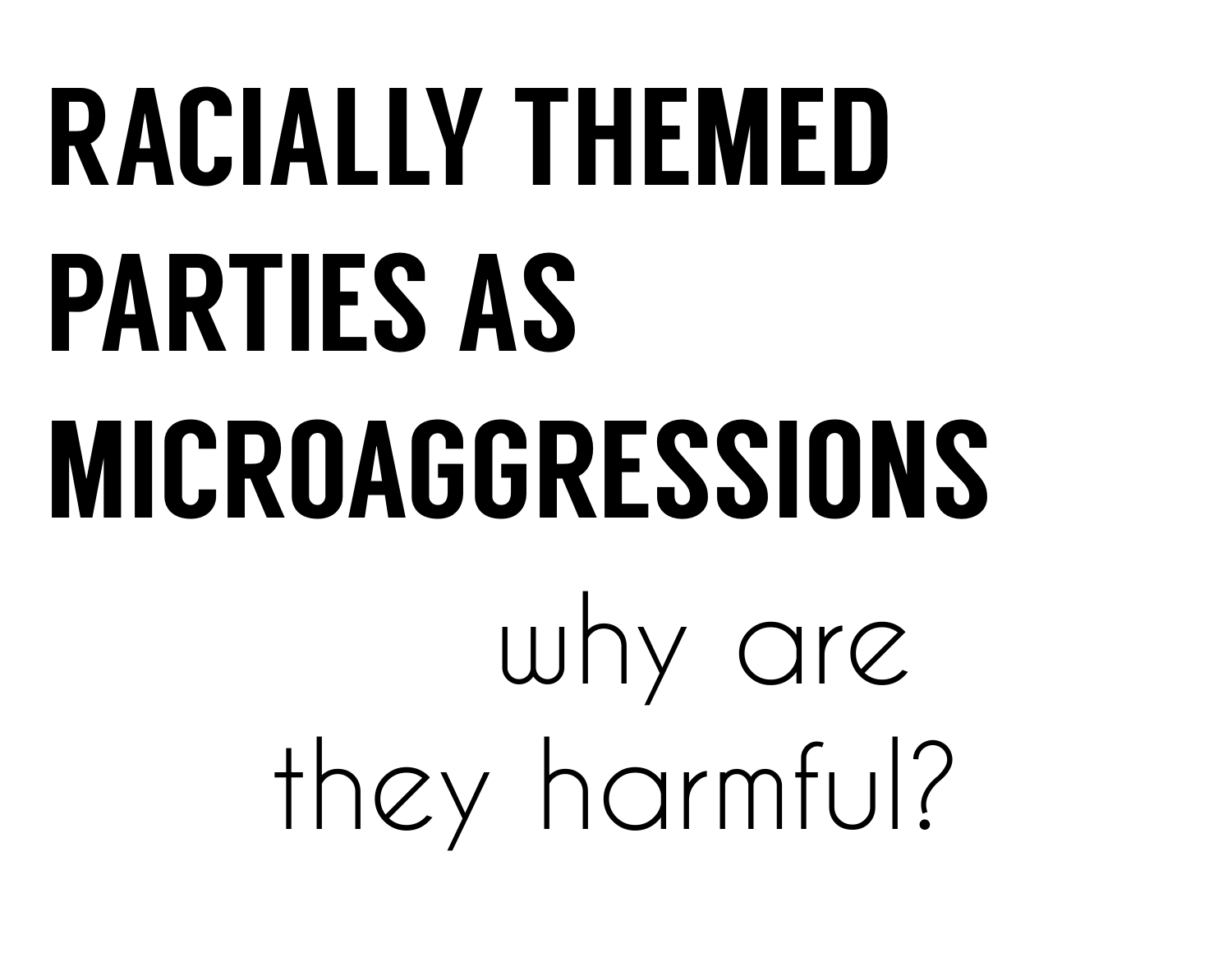# RACIALLY THEMED PARTIES AS MICROAGGRESSIONS

why are they harmful?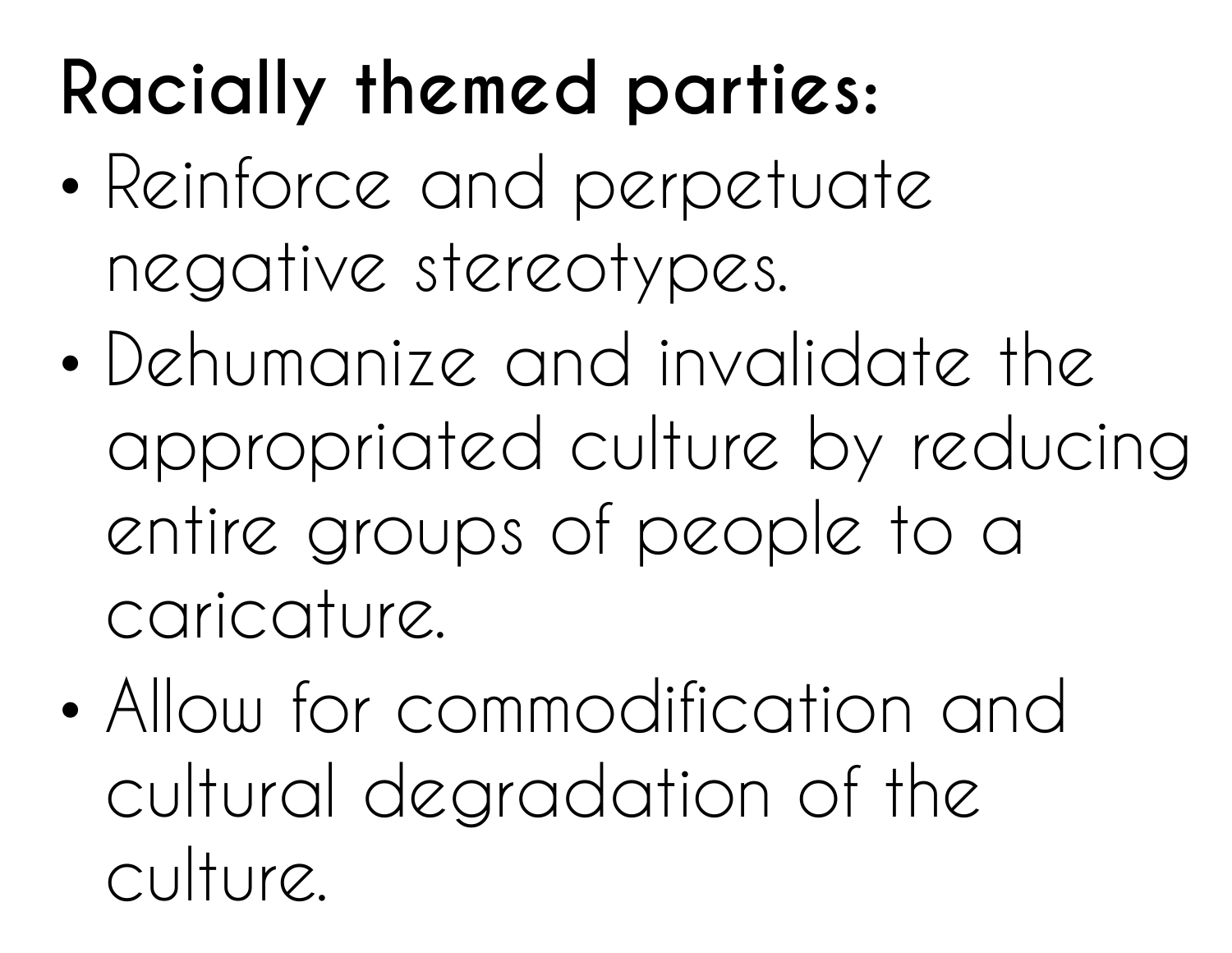**Racially themed parties:**

- Reinforce and perpetuate negative stereotypes.
- Dehumanize and invalidate the appropriated culture by reducing entire groups of people to a caricature.
- Allow for commodification and cultural degradation of the culture.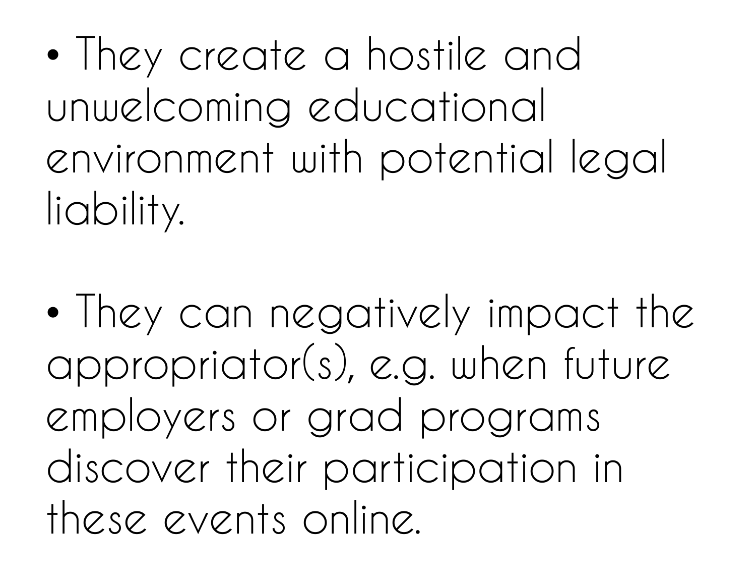- They create a hostile and unwelcoming educational environment with potential legal liability.

- They can negatively impact the appropriator(s), e.g. when future employers or grad programs discover their participation in these events online.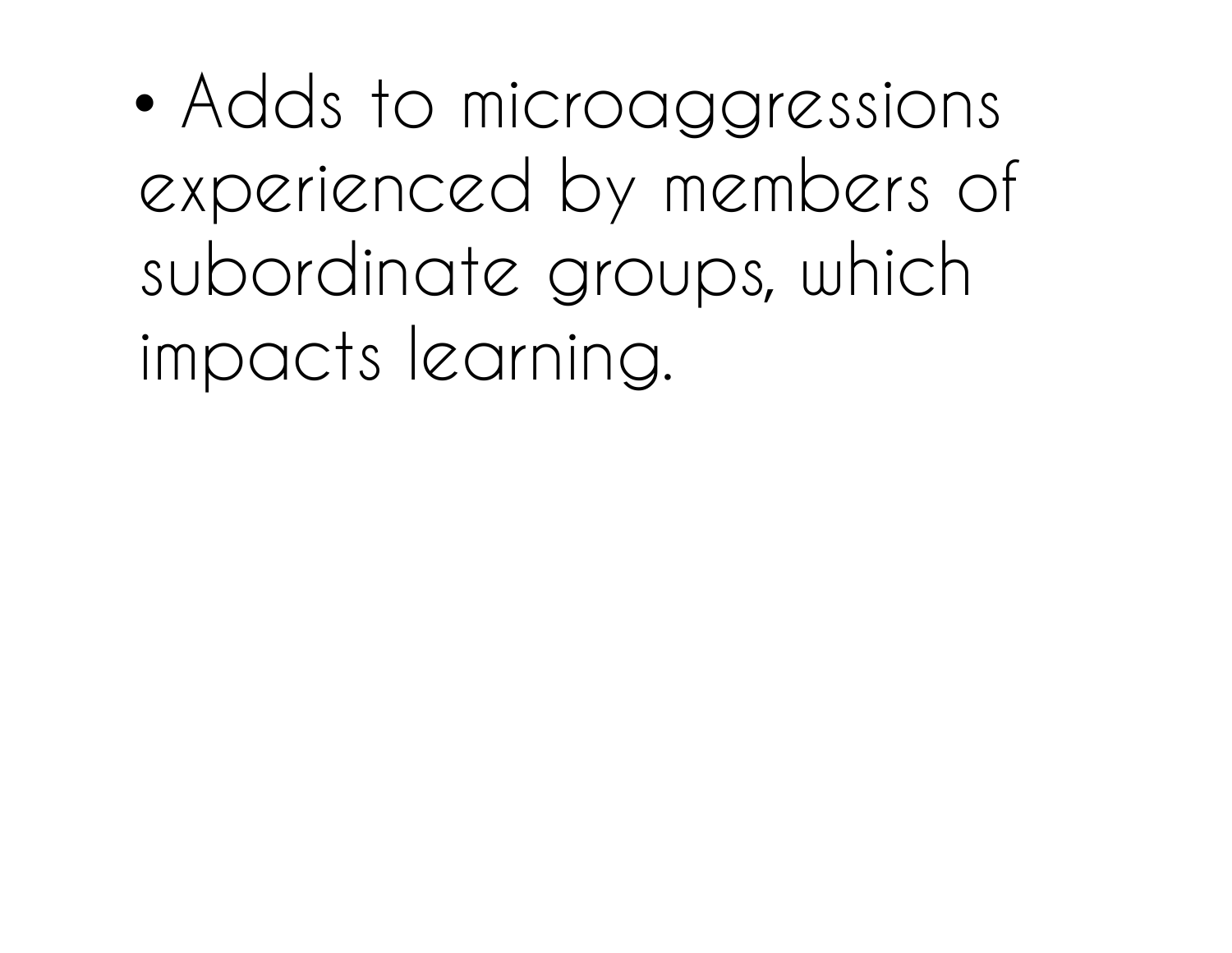- Adds to microaggressions experienced by members of subordinate groups, which impacts learning.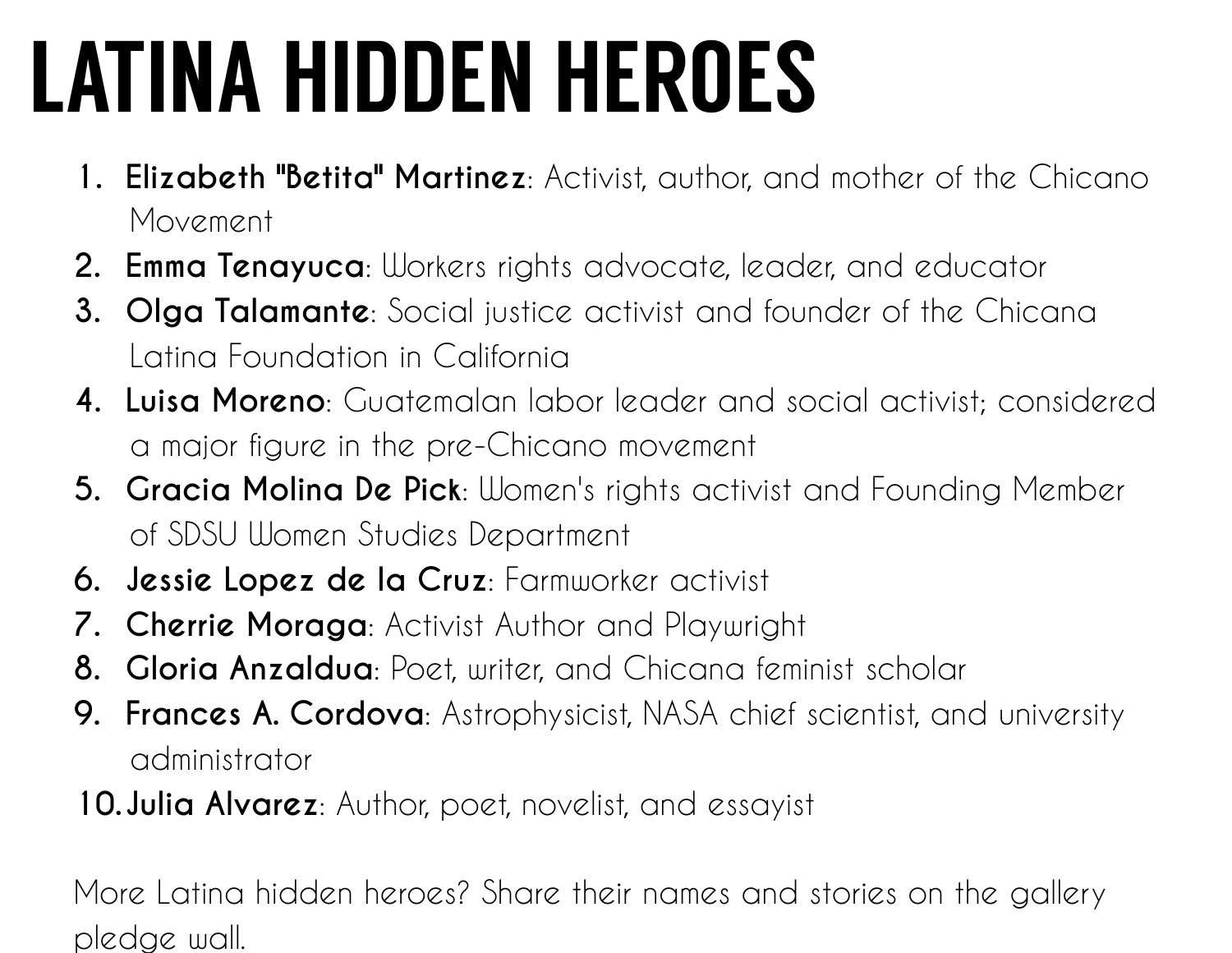# LATINA HIDDEN HEROES

1. **Elizabeth "Betita" Martinez**: Activist, author, and mother of the Chicano Movement
2. **Emma Tenayuca**: Workers rights advocate, leader, and educator
3. **Olga Talamante**: Social justice activist and founder of the Chicana Latina Foundation in California
4. **Luisa Moreno**: Guatemalan labor leader and social activist; considered a major figure in the pre-Chicano movement
5. **Gracia Molina De Pick**: Women's rights activist and Founding Member of SDSU Women Studies Department
6. **Jessie Lopez de la Cruz**: Farmworker activist
7. **Cherrie Moraga**: Activist Author and Playwright
8. **Gloria Anzaldua**: Poet, writer, and Chicana feminist scholar
9. **Frances A. Cordova**: Astrophysicist, NASA chief scientist, and university administrator
10. **Julia Alvarez**: Author, poet, novelist, and essayist

More Latina hidden heroes? Share their names and stories on the gallery pledge wall.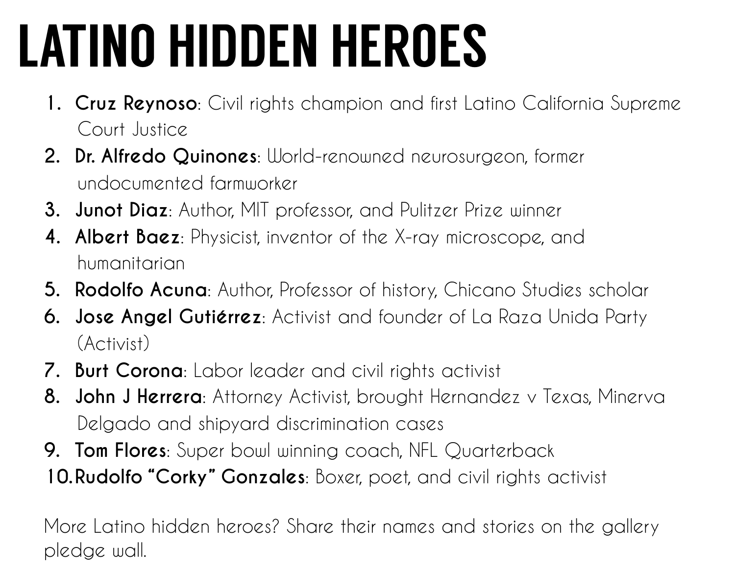# LATINO HIDDEN HEROES

1. **Cruz Reynoso**: Civil rights champion and first Latino California Supreme Court Justice
2. **Dr. Alfredo Quinones**: World-renowned neurosurgeon, former undocumented farmworker
3. **Junot Diaz**: Author, MIT professor, and Pulitzer Prize winner
4. **Albert Baez**: Physicist, inventor of the X-ray microscope, and humanitarian
5. **Rodolfo Acuna**: Author, Professor of history, Chicano Studies scholar
6. **Jose Angel Gutiérrez**: Activist and founder of La Raza Unida Party (Activist)
7. **Burt Corona**: Labor leader and civil rights activist
8. **John J Herrera**: Attorney Activist, brought Hernandez v Texas, Minerva Delgado and shipyard discrimination cases
9. **Tom Flores**: Super bowl winning coach, NFL Quarterback
10. **Rudolfo "Corky" Gonzales**: Boxer, poet, and civil rights activist

More Latino hidden heroes? Share their names and stories on the gallery pledge wall.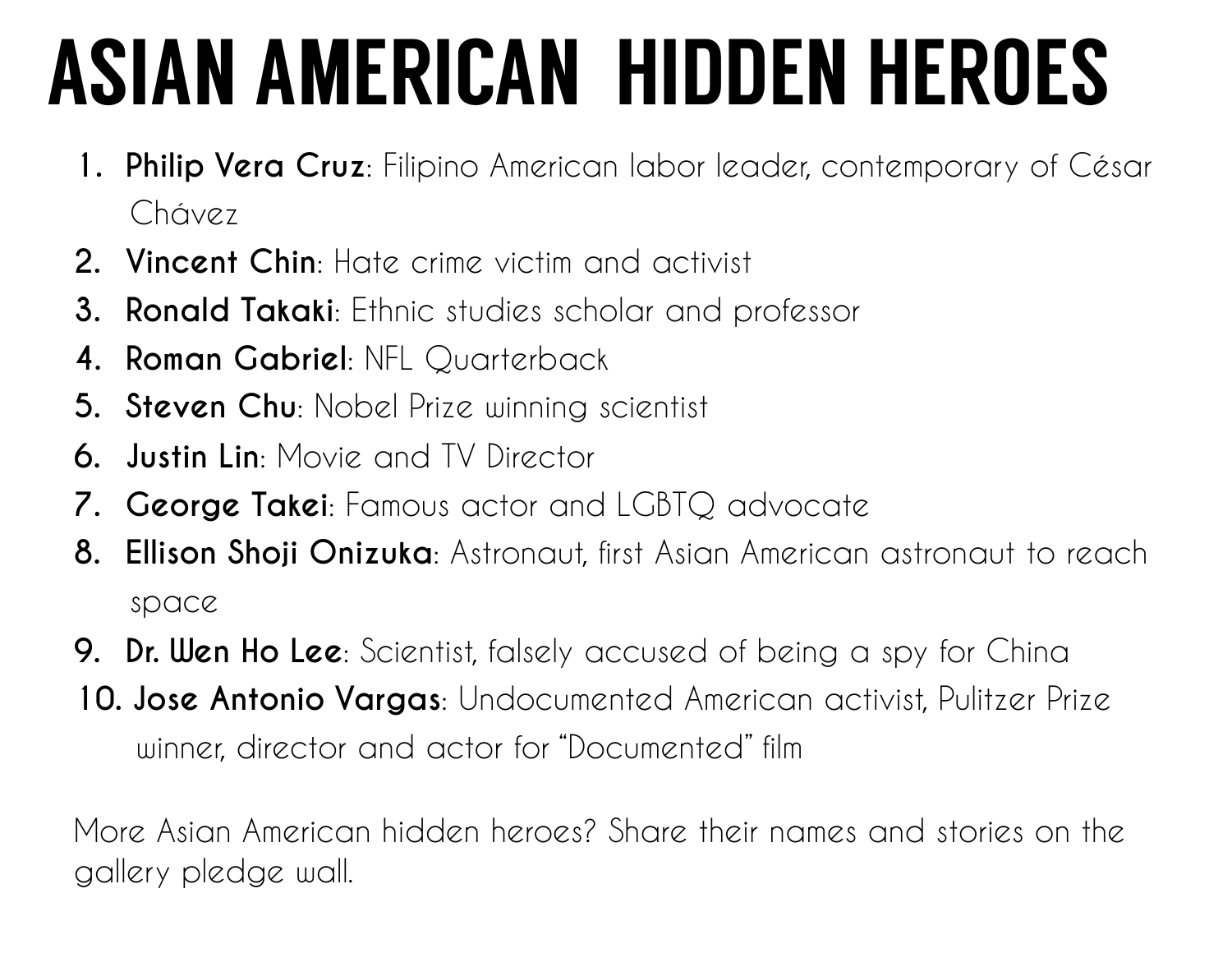# ASIAN AMERICAN HIDDEN HEROES

1. **Philip Vera Cruz**: Filipino American labor leader, contemporary of César Chávez
2. **Vincent Chin**: Hate crime victim and activist
3. **Ronald Takaki**: Ethnic studies scholar and professor
4. **Roman Gabriel**: NFL Quarterback
5. **Steven Chu**: Nobel Prize winning scientist
6. **Justin Lin**: Movie and TV Director
7. **George Takei**: Famous actor and LGBTQ advocate
8. **Ellison Shoji Onizuka**: Astronaut, first Asian American astronaut to reach space
9. **Dr. Wen Ho Lee**: Scientist, falsely accused of being a spy for China
10. **Jose Antonio Vargas**: Undocumented American activist, Pulitzer Prize winner, director and actor for "Documented" film

More Asian American hidden heroes? Share their names and stories on the gallery pledge wall.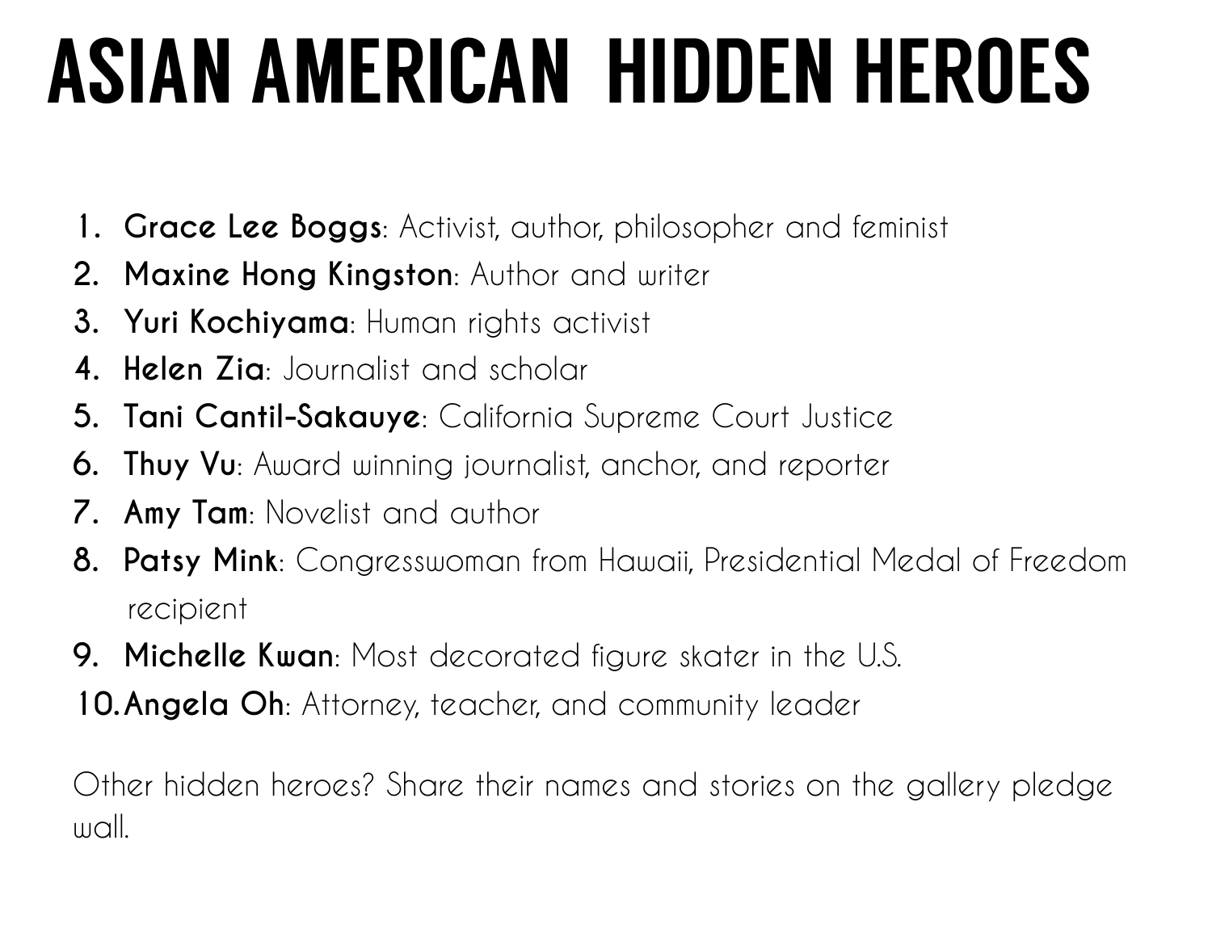# ASIAN AMERICAN HIDDEN HEROES

1. **Grace Lee Boggs**: Activist, author, philosopher and feminist
2. **Maxine Hong Kingston**: Author and writer
3. **Yuri Kochiyama**: Human rights activist
4. **Helen Zia**: Journalist and scholar
5. **Tani Cantil-Sakauye**: California Supreme Court Justice
6. **Thuy Vu**: Award winning journalist, anchor, and reporter
7. **Amy Tam**: Novelist and author
8. **Patsy Mink**: Congresswoman from Hawaii, Presidential Medal of Freedom recipient
9. **Michelle Kwan**: Most decorated figure skater in the U.S.
10. **Angela Oh**: Attorney, teacher, and community leader

Other hidden heroes? Share their names and stories on the gallery pledge wall.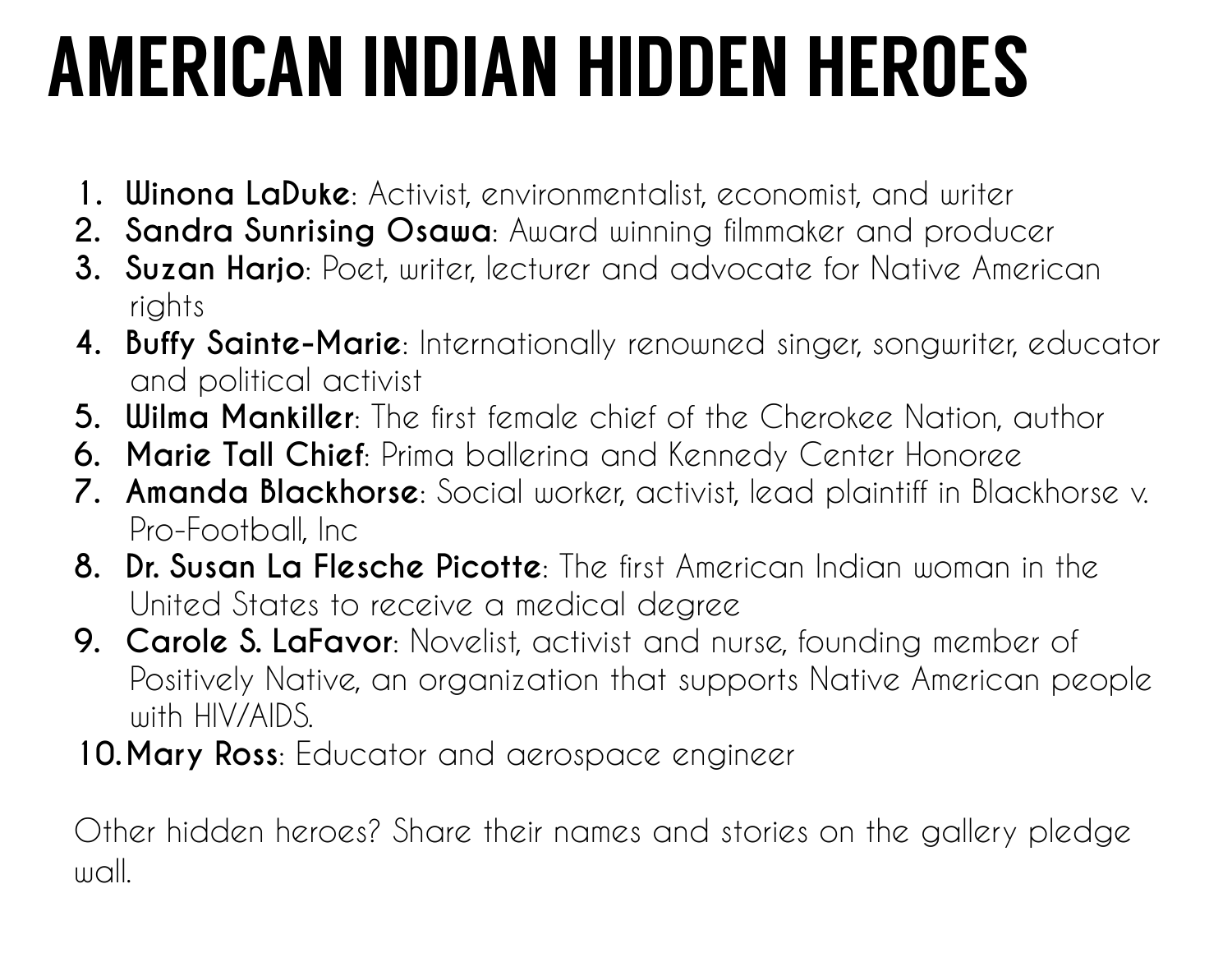# AMERICAN INDIAN HIDDEN HEROES

1. **Winona LaDuke**: Activist, environmentalist, economist, and writer
2. **Sandra Sunrising Osawa**: Award winning filmmaker and producer
3. **Suzan Harjo**: Poet, writer, lecturer and advocate for Native American rights
4. **Buffy Sainte-Marie**: Internationally renowned singer, songwriter, educator and political activist
5. **Wilma Mankiller**: The first female chief of the Cherokee Nation, author
6. **Marie Tall Chief**: Prima ballerina and Kennedy Center Honoree
7. **Amanda Blackhorse**: Social worker, activist, lead plaintiff in Blackhorse v. Pro-Football, Inc
8. **Dr. Susan La Flesche Picotte**: The first American Indian woman in the United States to receive a medical degree
9. **Carole S. LaFavor**: Novelist, activist and nurse, founding member of Positively Native, an organization that supports Native American people with HIV/AIDS.
10. **Mary Ross**: Educator and aerospace engineer

Other hidden heroes? Share their names and stories on the gallery pledge wall.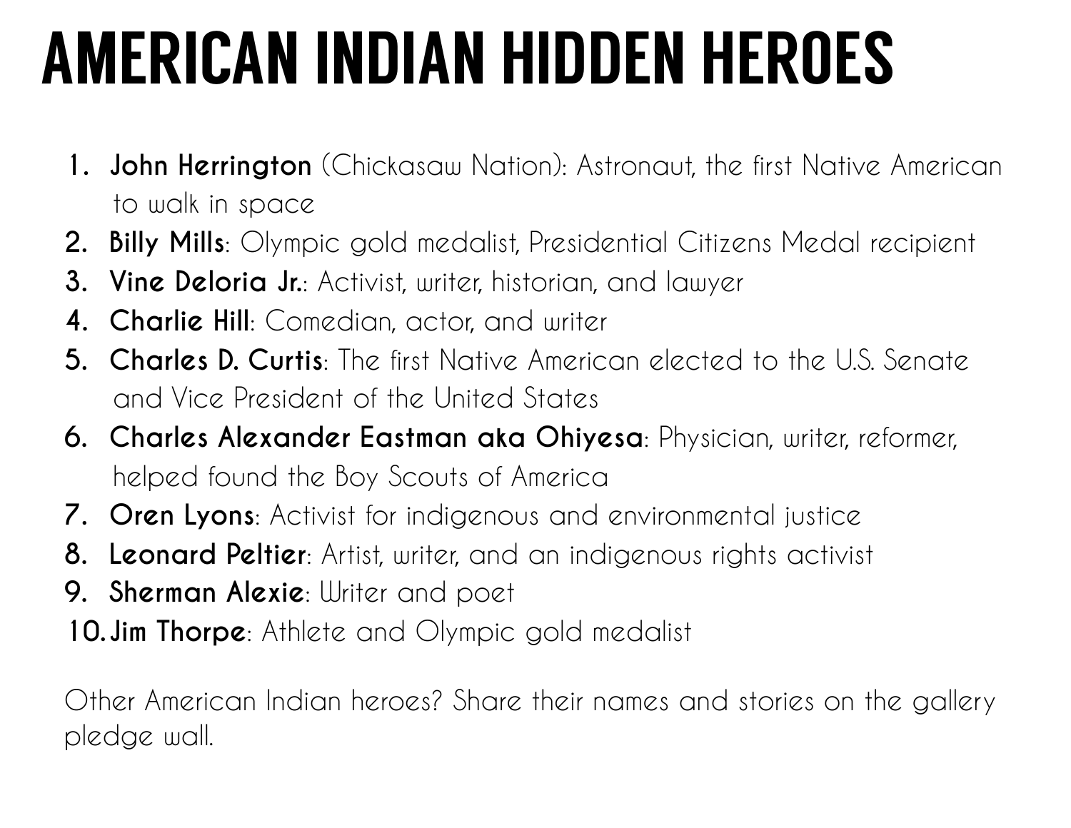# AMERICAN INDIAN HIDDEN HEROES

1. **John Herrington** (Chickasaw Nation): Astronaut, the first Native American to walk in space
2. **Billy Mills**: Olympic gold medalist, Presidential Citizens Medal recipient
3. **Vine Deloria Jr.**: Activist, writer, historian, and lawyer
4. **Charlie Hill**: Comedian, actor, and writer
5. **Charles D. Curtis**: The first Native American elected to the U.S. Senate and Vice President of the United States
6. **Charles Alexander Eastman aka Ohiyesa**: Physician, writer, reformer, helped found the Boy Scouts of America
7. **Oren Lyons**: Activist for indigenous and environmental justice
8. **Leonard Peltier**: Artist, writer, and an indigenous rights activist
9. **Sherman Alexie**: Writer and poet
10. **Jim Thorpe**: Athlete and Olympic gold medalist

Other American Indian heroes? Share their names and stories on the gallery pledge wall.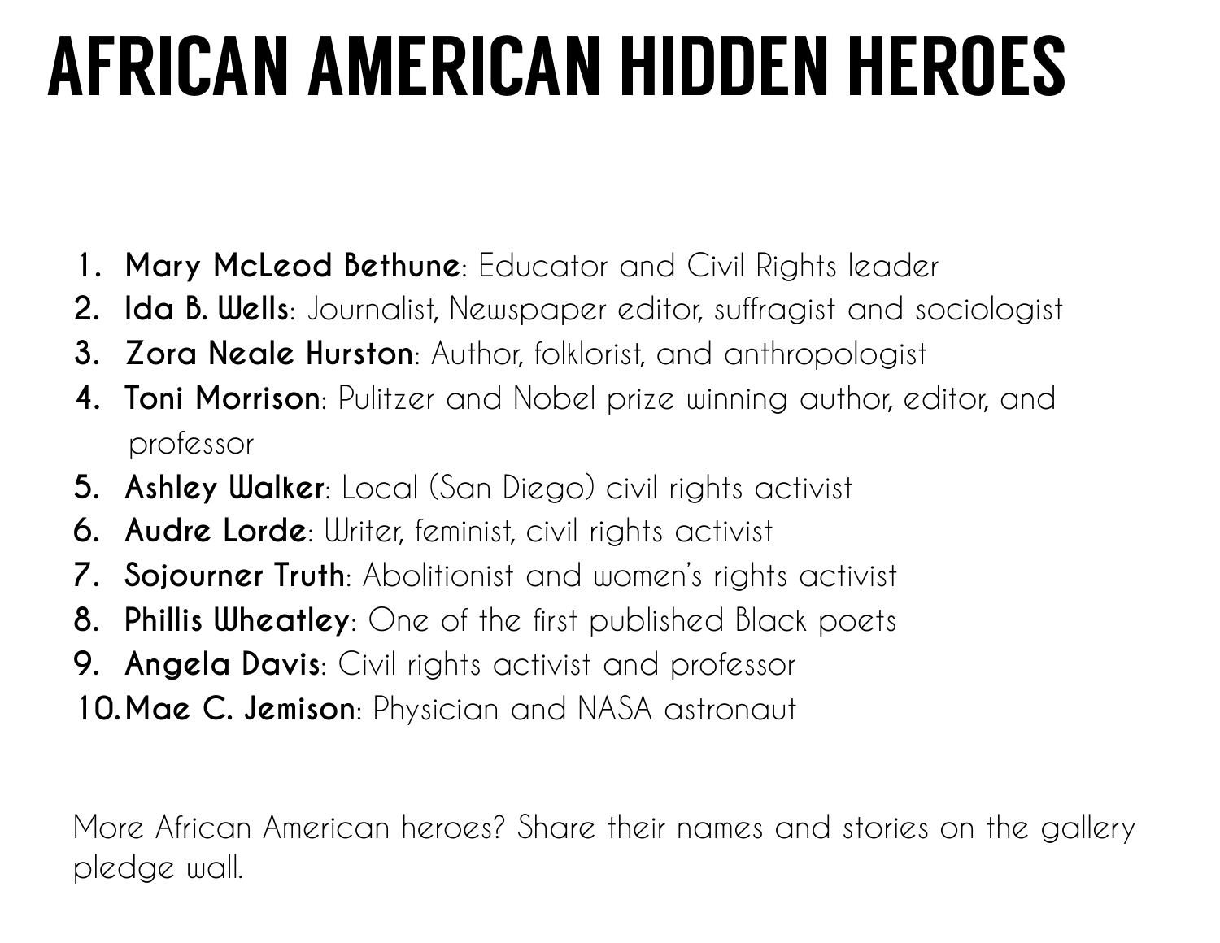# AFRICAN AMERICAN HIDDEN HEROES

1. **Mary McLeod Bethune**: Educator and Civil Rights leader
2. **Ida B. Wells**: Journalist, Newspaper editor, suffragist and sociologist
3. **Zora Neale Hurston**: Author, folklorist, and anthropologist
4. **Toni Morrison**: Pulitzer and Nobel prize winning author, editor, and professor
5. **Ashley Walker**: Local (San Diego) civil rights activist
6. **Audre Lorde**: Writer, feminist, civil rights activist
7. **Sojourner Truth**: Abolitionist and women's rights activist
8. **Phillis Wheatley**: One of the first published Black poets
9. **Angela Davis**: Civil rights activist and professor
10. **Mae C. Jemison**: Physician and NASA astronaut

More African American heroes? Share their names and stories on the gallery pledge wall.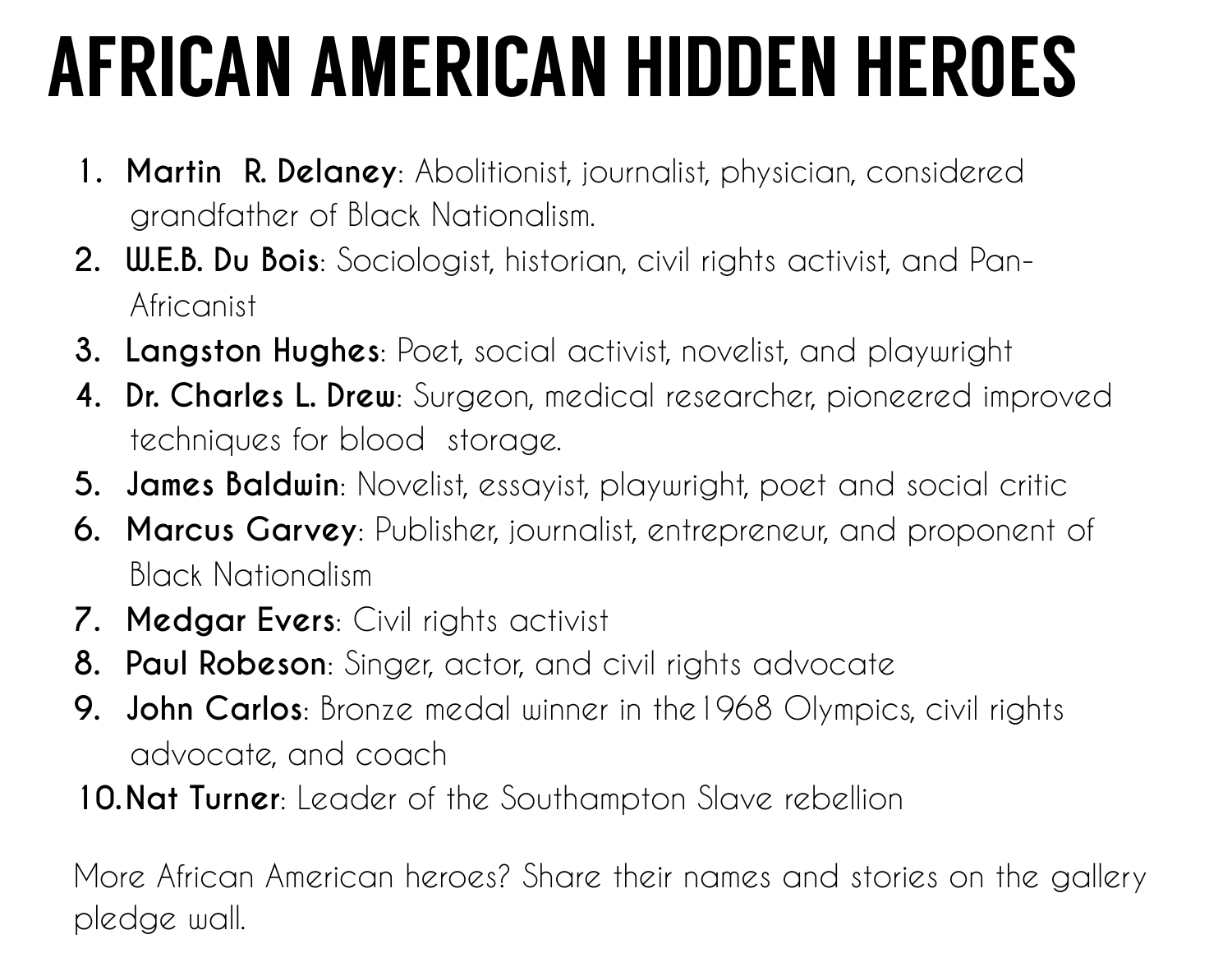# AFRICAN AMERICAN HIDDEN HEROES

1. **Martin R. Delaney**: Abolitionist, journalist, physician, considered grandfather of Black Nationalism.
2. **W.E.B. Du Bois**: Sociologist, historian, civil rights activist, and Pan-Africanist
3. **Langston Hughes**: Poet, social activist, novelist, and playwright
4. **Dr. Charles L. Drew**: Surgeon, medical researcher, pioneered improved techniques for blood storage.
5. **James Baldwin**: Novelist, essayist, playwright, poet and social critic
6. **Marcus Garvey**: Publisher, journalist, entrepreneur, and proponent of Black Nationalism
7. **Medgar Evers**: Civil rights activist
8. **Paul Robeson**: Singer, actor, and civil rights advocate
9. **John Carlos**: Bronze medal winner in the1968 Olympics, civil rights advocate, and coach
10. **Nat Turner**: Leader of the Southampton Slave rebellion

More African American heroes? Share their names and stories on the gallery pledge wall.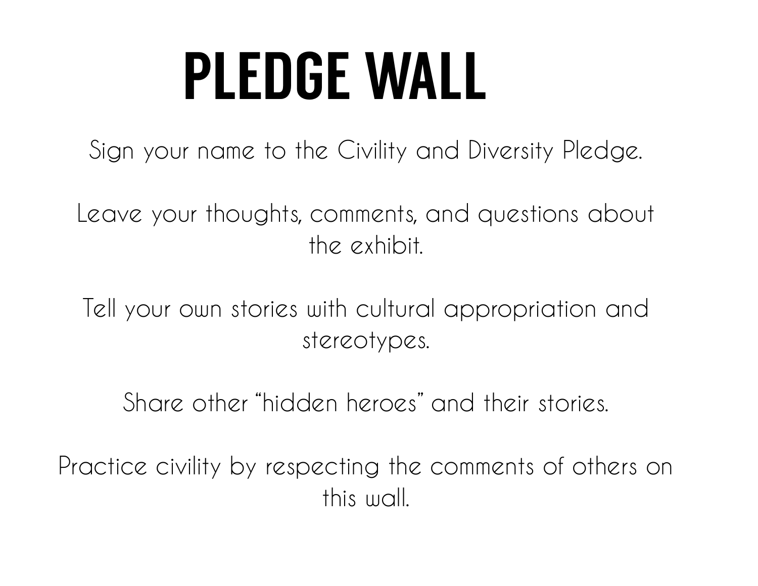# PLEDGE WALL

Sign your name to the Civility and Diversity Pledge.

Leave your thoughts, comments, and questions about the exhibit.

Tell your own stories with cultural appropriation and stereotypes.

Share other “hidden heroes” and their stories.

Practice civility by respecting the comments of others on this wall.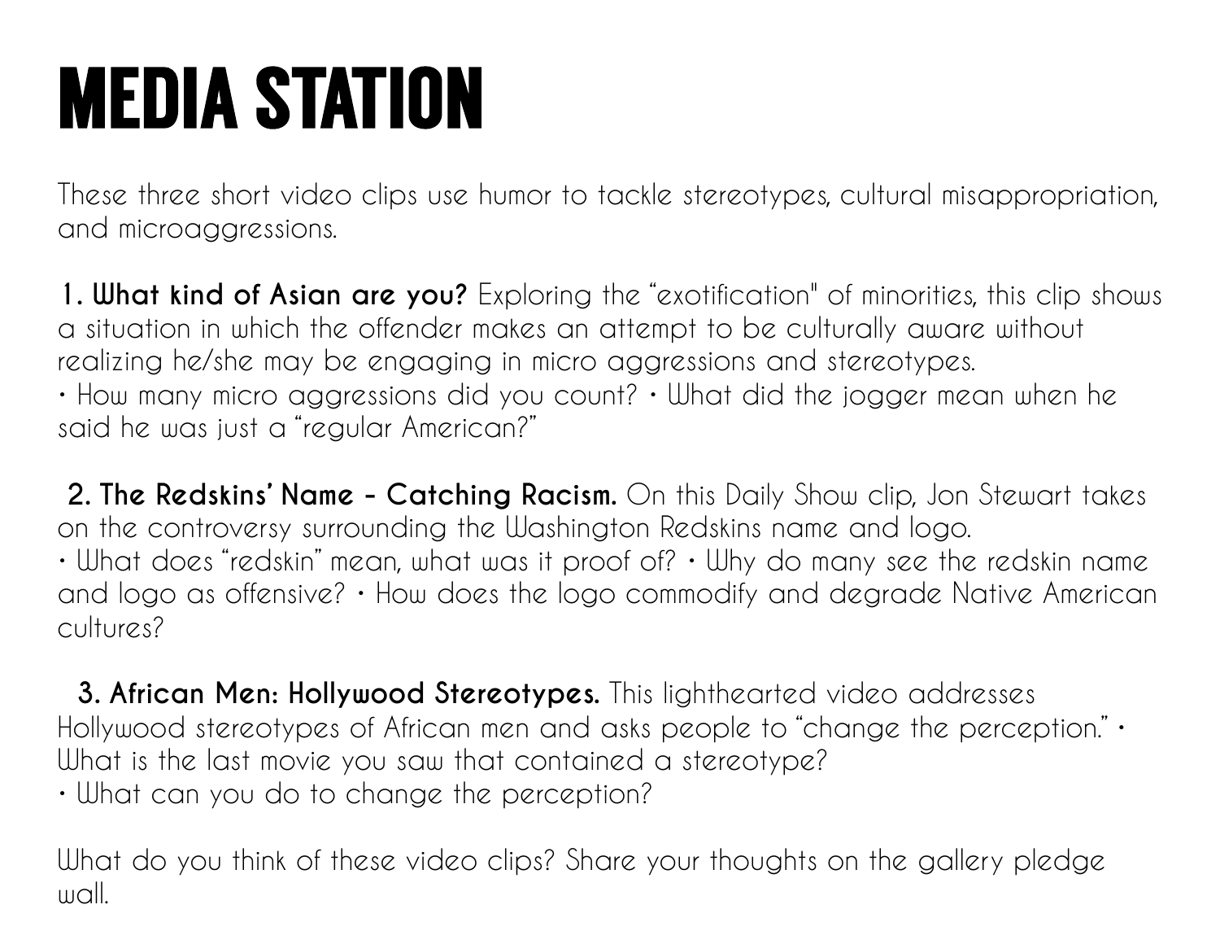# MEDIA STATION

These three short video clips use humor to tackle stereotypes, cultural misappropriation, and microaggressions.

**1. What kind of Asian are you?** Exploring the "exotification" of minorities, this clip shows a situation in which the offender makes an attempt to be culturally aware without realizing he/she may be engaging in micro aggressions and stereotypes.
• How many micro aggressions did you count? • What did the jogger mean when he said he was just a "regular American?"

**2. The Redskins' Name - Catching Racism.** On this Daily Show clip, Jon Stewart takes on the controversy surrounding the Washington Redskins name and logo.
• What does "redskin" mean, what was it proof of? • Why do many see the redskin name and logo as offensive? • How does the logo commodify and degrade Native American cultures?

**3. African Men: Hollywood Stereotypes.** This lighthearted video addresses Hollywood stereotypes of African men and asks people to "change the perception." • What is the last movie you saw that contained a stereotype?
• What can you do to change the perception?

What do you think of these video clips? Share your thoughts on the gallery pledge wall.